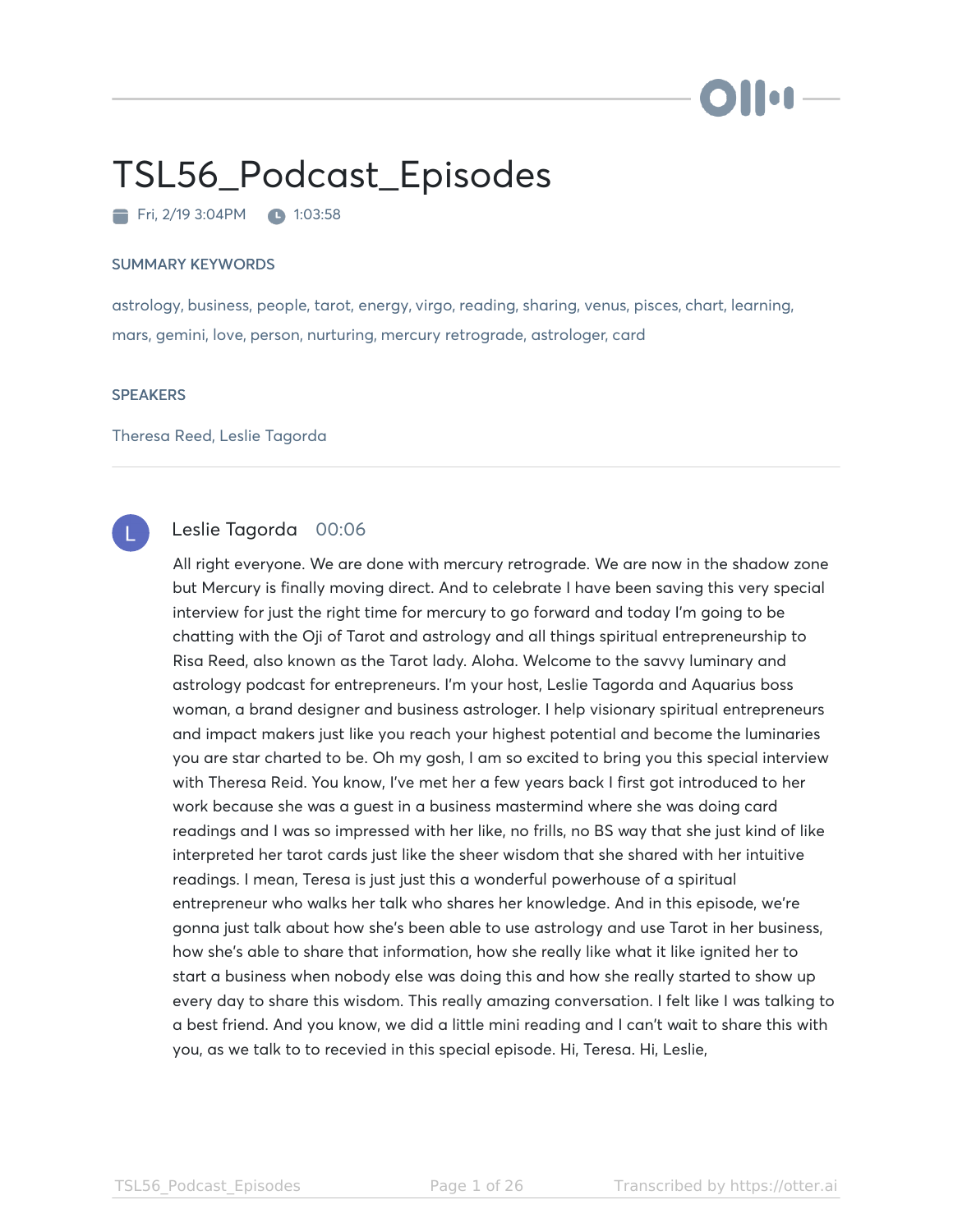# TSL56_Podcast_Episodes

Fri, 2/19 3:04PM  1:03:58

SUMMARY KEYWORDS

astrology, business, people, tarot, energy, virgo, reading, sharing, venus, pisces, chart, learning, mars, gemini, love, person, nurturing, mercury retrograde, astrologer, card

SPEAKERS

Theresa Reed, Leslie Tagorda

**Leslie Tagorda** 00:06

All right everyone. We are done with mercury retrograde. We are now in the shadow zone but Mercury is finally moving direct. And to celebrate I have been saving this very special interview for just the right time for mercury to go forward and today I'm going to be chatting with the Oji of Tarot and astrology and all things spiritual entrepreneurship to Risa Reed, also known as the Tarot lady. Aloha. Welcome to the savvy luminary and astrology podcast for entrepreneurs. I'm your host, Leslie Tagorda and Aquarius boss woman, a brand designer and business astrologer. I help visionary spiritual entrepreneurs and impact makers just like you reach your highest potential and become the luminaries you are star charted to be. Oh my gosh, I am so excited to bring you this special interview with Theresa Reid. You know, I've met her a few years back I first got introduced to her work because she was a guest in a business mastermind where she was doing card readings and I was so impressed with her like, no frills, no BS way that she just kind of like interpreted her tarot cards just like the sheer wisdom that she shared with her intuitive readings. I mean, Teresa is just just this a wonderful powerhouse of a spiritual entrepreneur who walks her talk who shares her knowledge. And in this episode, we're gonna just talk about how she's been able to use astrology and use Tarot in her business, how she's able to share that information, how she really like what it like ignited her to start a business when nobody else was doing this and how she really started to show up every day to share this wisdom. This really amazing conversation. I felt like I was talking to a best friend. And you know, we did a little mini reading and I can't wait to share this with you, as we talk to to recevied in this special episode. Hi, Teresa. Hi, Leslie,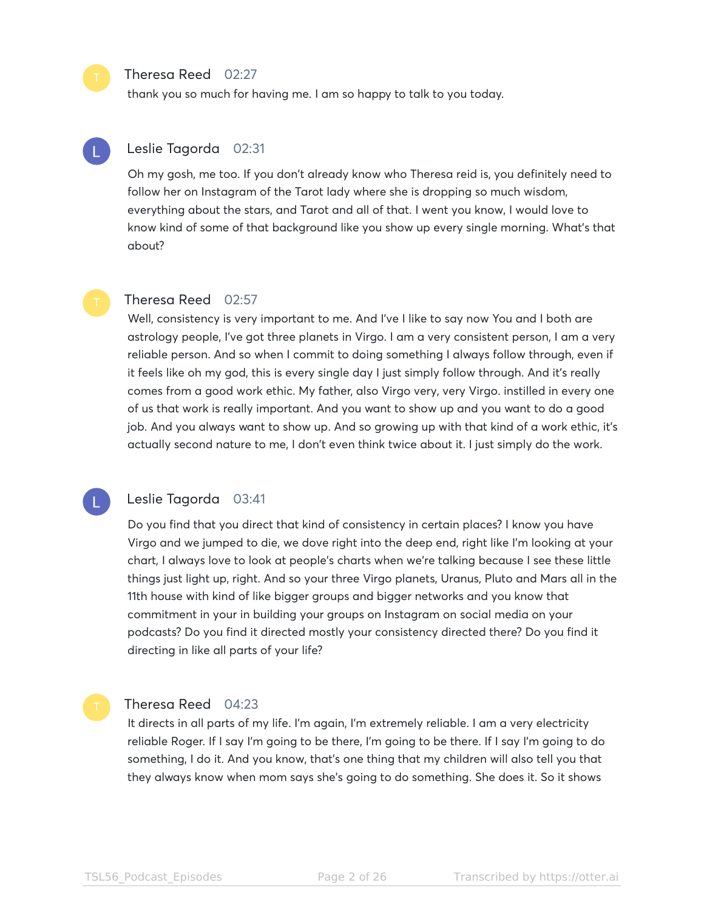**Theresa Reed** 02:27

thank you so much for having me. I am so happy to talk to you today.

**Leslie Tagorda** 02:31

Oh my gosh, me too. If you don't already know who Theresa reid is, you definitely need to follow her on Instagram of the Tarot lady where she is dropping so much wisdom, everything about the stars, and Tarot and all of that. I went you know, I would love to know kind of some of that background like you show up every single morning. What's that about?

**Theresa Reed** 02:57

Well, consistency is very important to me. And I've I like to say now You and I both are astrology people, I've got three planets in Virgo. I am a very consistent person, I am a very reliable person. And so when I commit to doing something I always follow through, even if it feels like oh my god, this is every single day I just simply follow through. And it's really comes from a good work ethic. My father, also Virgo very, very Virgo. instilled in every one of us that work is really important. And you want to show up and you want to do a good job. And you always want to show up. And so growing up with that kind of a work ethic, it's actually second nature to me, I don't even think twice about it. I just simply do the work.

**Leslie Tagorda** 03:41

Do you find that you direct that kind of consistency in certain places? I know you have Virgo and we jumped to die, we dove right into the deep end, right like I'm looking at your chart, I always love to look at people's charts when we're talking because I see these little things just light up, right. And so your three Virgo planets, Uranus, Pluto and Mars all in the 11th house with kind of like bigger groups and bigger networks and you know that commitment in your in building your groups on Instagram on social media on your podcasts? Do you find it directed mostly your consistency directed there? Do you find it directing in like all parts of your life?

**Theresa Reed** 04:23

It directs in all parts of my life. I'm again, I'm extremely reliable. I am a very electricity reliable Roger. If I say I'm going to be there, I'm going to be there. If I say I'm going to do something, I do it. And you know, that's one thing that my children will also tell you that they always know when mom says she's going to do something. She does it. So it shows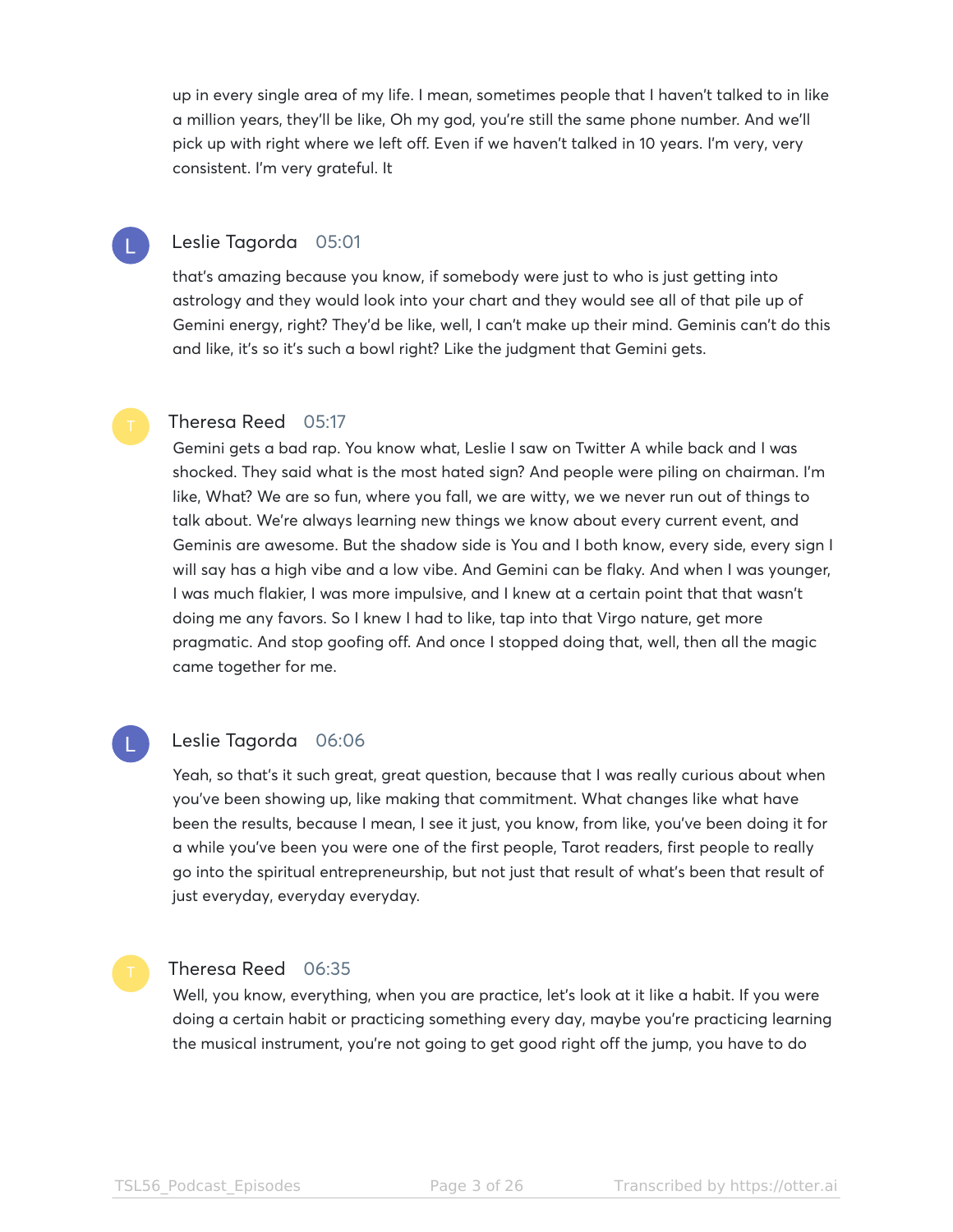up in every single area of my life. I mean, sometimes people that I haven't talked to in like a million years, they'll be like, Oh my god, you're still the same phone number. And we'll pick up with right where we left off. Even if we haven't talked in 10 years. I'm very, very consistent. I'm very grateful. It

**Leslie Tagorda** 05:01

that's amazing because you know, if somebody were just to who is just getting into astrology and they would look into your chart and they would see all of that pile up of Gemini energy, right? They'd be like, well, I can't make up their mind. Geminis can't do this and like, it's so it's such a bowl right? Like the judgment that Gemini gets.

**Theresa Reed** 05:17

Gemini gets a bad rap. You know what, Leslie I saw on Twitter A while back and I was shocked. They said what is the most hated sign? And people were piling on chairman. I'm like, What? We are so fun, where you fall, we are witty, we we never run out of things to talk about. We're always learning new things we know about every current event, and Geminis are awesome. But the shadow side is You and I both know, every side, every sign I will say has a high vibe and a low vibe. And Gemini can be flaky. And when I was younger, I was much flakier, I was more impulsive, and I knew at a certain point that that wasn't doing me any favors. So I knew I had to like, tap into that Virgo nature, get more pragmatic. And stop goofing off. And once I stopped doing that, well, then all the magic came together for me.

**Leslie Tagorda** 06:06

Yeah, so that's it such great, great question, because that I was really curious about when you've been showing up, like making that commitment. What changes like what have been the results, because I mean, I see it just, you know, from like, you've been doing it for a while you've been you were one of the first people, Tarot readers, first people to really go into the spiritual entrepreneurship, but not just that result of what's been that result of just everyday, everyday everyday.

**Theresa Reed** 06:35

Well, you know, everything, when you are practice, let's look at it like a habit. If you were doing a certain habit or practicing something every day, maybe you're practicing learning the musical instrument, you're not going to get good right off the jump, you have to do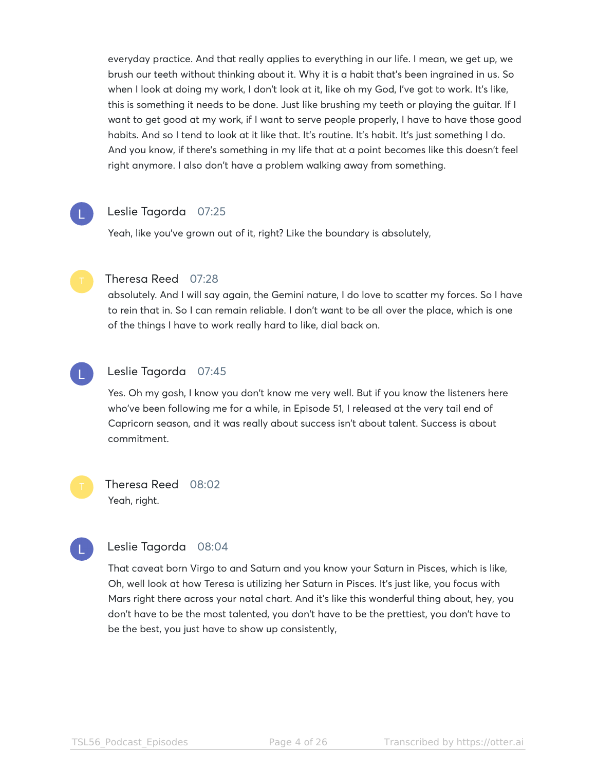everyday practice. And that really applies to everything in our life. I mean, we get up, we brush our teeth without thinking about it. Why it is a habit that's been ingrained in us. So when I look at doing my work, I don't look at it, like oh my God, I've got to work. It's like, this is something it needs to be done. Just like brushing my teeth or playing the guitar. If I want to get good at my work, if I want to serve people properly, I have to have those good habits. And so I tend to look at it like that. It's routine. It's habit. It's just something I do. And you know, if there's something in my life that at a point becomes like this doesn't feel right anymore. I also don't have a problem walking away from something.

**Leslie Tagorda** 07:25

Yeah, like you've grown out of it, right? Like the boundary is absolutely,

**Theresa Reed** 07:28

absolutely. And I will say again, the Gemini nature, I do love to scatter my forces. So I have to rein that in. So I can remain reliable. I don't want to be all over the place, which is one of the things I have to work really hard to like, dial back on.

**Leslie Tagorda** 07:45

Yes. Oh my gosh, I know you don't know me very well. But if you know the listeners here who've been following me for a while, in Episode 51, I released at the very tail end of Capricorn season, and it was really about success isn't about talent. Success is about commitment.

**Theresa Reed** 08:02

Yeah, right.

**Leslie Tagorda** 08:04

That caveat born Virgo to and Saturn and you know your Saturn in Pisces, which is like, Oh, well look at how Teresa is utilizing her Saturn in Pisces. It's just like, you focus with Mars right there across your natal chart. And it's like this wonderful thing about, hey, you don't have to be the most talented, you don't have to be the prettiest, you don't have to be the best, you just have to show up consistently,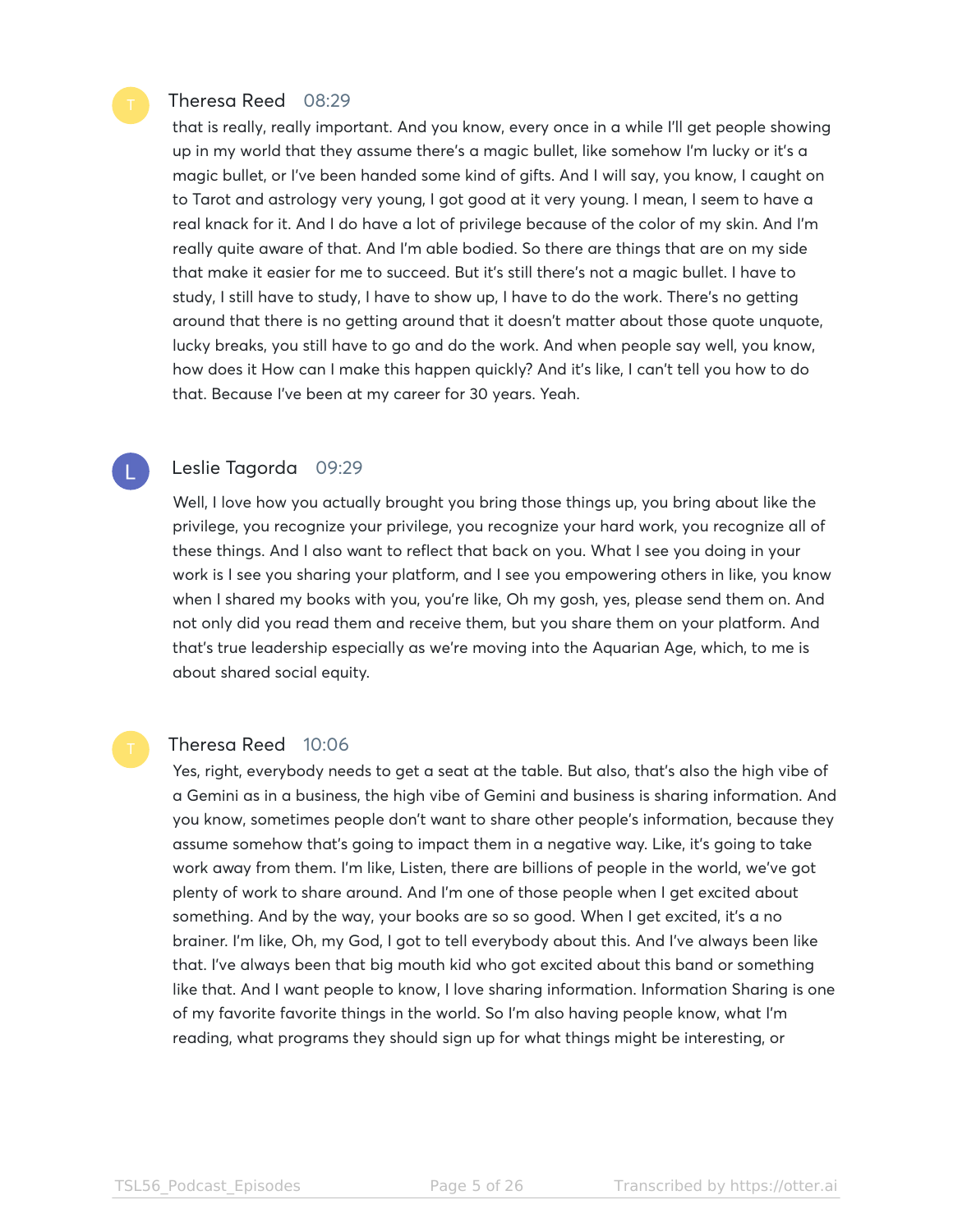**Theresa Reed** 08:29

that is really, really important. And you know, every once in a while I'll get people showing up in my world that they assume there's a magic bullet, like somehow I'm lucky or it's a magic bullet, or I've been handed some kind of gifts. And I will say, you know, I caught on to Tarot and astrology very young, I got good at it very young. I mean, I seem to have a real knack for it. And I do have a lot of privilege because of the color of my skin. And I'm really quite aware of that. And I'm able bodied. So there are things that are on my side that make it easier for me to succeed. But it's still there's not a magic bullet. I have to study, I still have to study, I have to show up, I have to do the work. There's no getting around that there is no getting around that it doesn't matter about those quote unquote, lucky breaks, you still have to go and do the work. And when people say well, you know, how does it How can I make this happen quickly? And it's like, I can't tell you how to do that. Because I've been at my career for 30 years. Yeah.

**Leslie Tagorda** 09:29

Well, I love how you actually brought you bring those things up, you bring about like the privilege, you recognize your privilege, you recognize your hard work, you recognize all of these things. And I also want to reflect that back on you. What I see you doing in your work is I see you sharing your platform, and I see you empowering others in like, you know when I shared my books with you, you're like, Oh my gosh, yes, please send them on. And not only did you read them and receive them, but you share them on your platform. And that's true leadership especially as we're moving into the Aquarian Age, which, to me is about shared social equity.

**Theresa Reed** 10:06

Yes, right, everybody needs to get a seat at the table. But also, that's also the high vibe of a Gemini as in a business, the high vibe of Gemini and business is sharing information. And you know, sometimes people don't want to share other people's information, because they assume somehow that's going to impact them in a negative way. Like, it's going to take work away from them. I'm like, Listen, there are billions of people in the world, we've got plenty of work to share around. And I'm one of those people when I get excited about something. And by the way, your books are so so good. When I get excited, it's a no brainer. I'm like, Oh, my God, I got to tell everybody about this. And I've always been like that. I've always been that big mouth kid who got excited about this band or something like that. And I want people to know, I love sharing information. Information Sharing is one of my favorite favorite things in the world. So I'm also having people know, what I'm reading, what programs they should sign up for what things might be interesting, or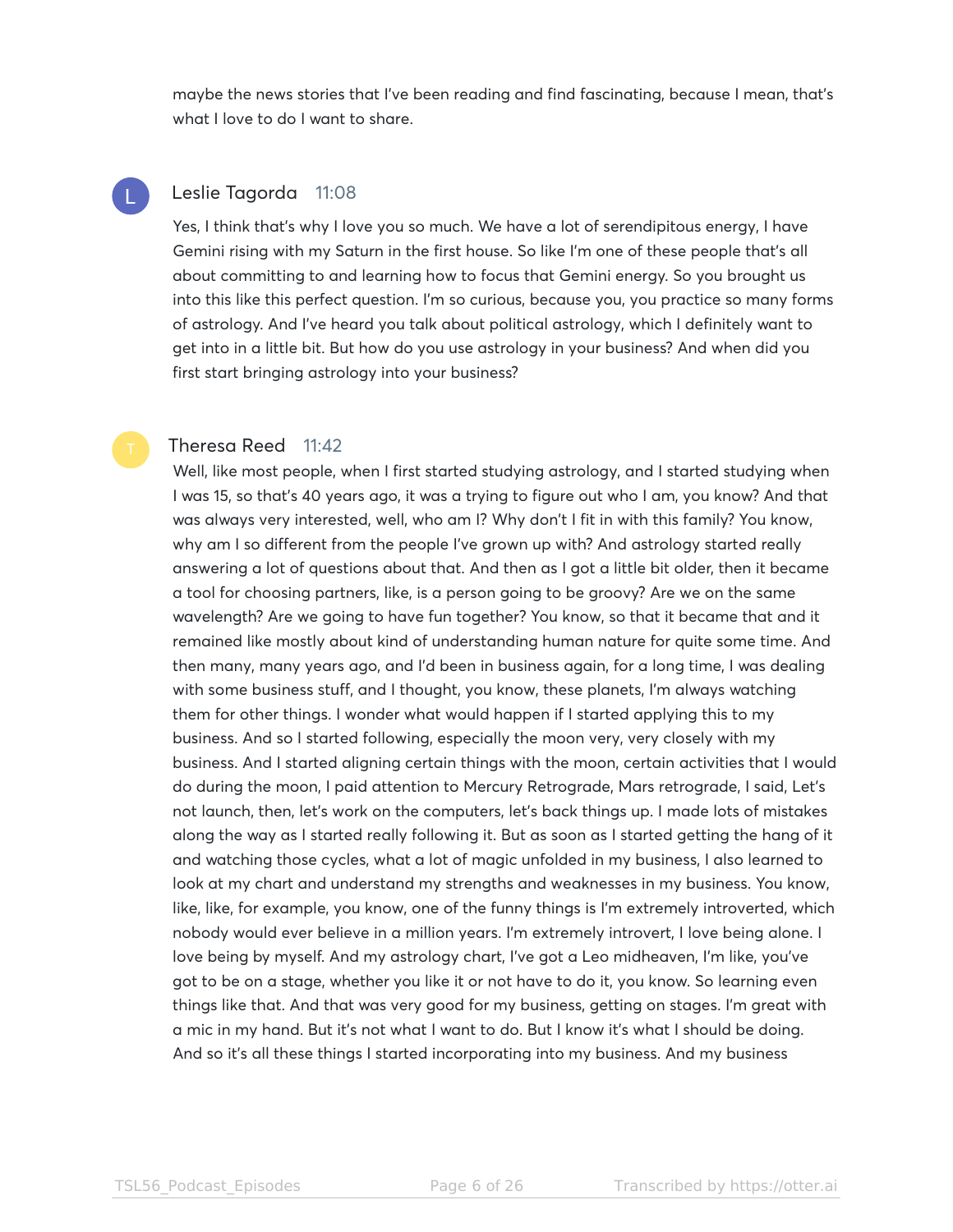maybe the news stories that I've been reading and find fascinating, because I mean, that's what I love to do I want to share.

**Leslie Tagorda** 11:08

Yes, I think that's why I love you so much. We have a lot of serendipitous energy, I have Gemini rising with my Saturn in the first house. So like I'm one of these people that's all about committing to and learning how to focus that Gemini energy. So you brought us into this like this perfect question. I'm so curious, because you, you practice so many forms of astrology. And I've heard you talk about political astrology, which I definitely want to get into in a little bit. But how do you use astrology in your business? And when did you first start bringing astrology into your business?

**Theresa Reed** 11:42

Well, like most people, when I first started studying astrology, and I started studying when I was 15, so that's 40 years ago, it was a trying to figure out who I am, you know? And that was always very interested, well, who am I? Why don't I fit in with this family? You know, why am I so different from the people I've grown up with? And astrology started really answering a lot of questions about that. And then as I got a little bit older, then it became a tool for choosing partners, like, is a person going to be groovy? Are we on the same wavelength? Are we going to have fun together? You know, so that it became that and it remained like mostly about kind of understanding human nature for quite some time. And then many, many years ago, and I'd been in business again, for a long time, I was dealing with some business stuff, and I thought, you know, these planets, I'm always watching them for other things. I wonder what would happen if I started applying this to my business. And so I started following, especially the moon very, very closely with my business. And I started aligning certain things with the moon, certain activities that I would do during the moon, I paid attention to Mercury Retrograde, Mars retrograde, I said, Let's not launch, then, let's work on the computers, let's back things up. I made lots of mistakes along the way as I started really following it. But as soon as I started getting the hang of it and watching those cycles, what a lot of magic unfolded in my business, I also learned to look at my chart and understand my strengths and weaknesses in my business. You know, like, like, for example, you know, one of the funny things is I'm extremely introverted, which nobody would ever believe in a million years. I'm extremely introvert, I love being alone. I love being by myself. And my astrology chart, I've got a Leo midheaven, I'm like, you've got to be on a stage, whether you like it or not have to do it, you know. So learning even things like that. And that was very good for my business, getting on stages. I'm great with a mic in my hand. But it's not what I want to do. But I know it's what I should be doing. And so it's all these things I started incorporating into my business. And my business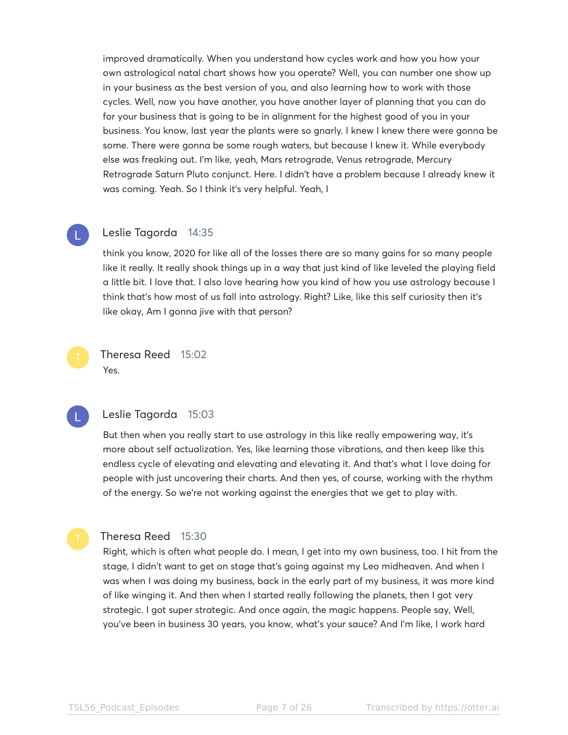improved dramatically. When you understand how cycles work and how you how your own astrological natal chart shows how you operate? Well, you can number one show up in your business as the best version of you, and also learning how to work with those cycles. Well, now you have another, you have another layer of planning that you can do for your business that is going to be in alignment for the highest good of you in your business. You know, last year the plants were so gnarly. I knew I knew there were gonna be some. There were gonna be some rough waters, but because I knew it. While everybody else was freaking out. I'm like, yeah, Mars retrograde, Venus retrograde, Mercury Retrograde Saturn Pluto conjunct. Here. I didn't have a problem because I already knew it was coming. Yeah. So I think it's very helpful. Yeah, I

**Leslie Tagorda** 14:35

think you know, 2020 for like all of the losses there are so many gains for so many people like it really. It really shook things up in a way that just kind of like leveled the playing field a little bit. I love that. I also love hearing how you kind of how you use astrology because I think that's how most of us fall into astrology. Right? Like, like this self curiosity then it's like okay, Am I gonna jive with that person?

**Theresa Reed** 15:02

Yes.

**Leslie Tagorda** 15:03

But then when you really start to use astrology in this like really empowering way, it's more about self actualization. Yes, like learning those vibrations, and then keep like this endless cycle of elevating and elevating and elevating it. And that's what I love doing for people with just uncovering their charts. And then yes, of course, working with the rhythm of the energy. So we're not working against the energies that we get to play with.

**Theresa Reed** 15:30

Right, which is often what people do. I mean, I get into my own business, too. I hit from the stage, I didn't want to get on stage that's going against my Leo midheaven. And when I was when I was doing my business, back in the early part of my business, it was more kind of like winging it. And then when I started really following the planets, then I got very strategic. I got super strategic. And once again, the magic happens. People say, Well, you've been in business 30 years, you know, what's your sauce? And I'm like, I work hard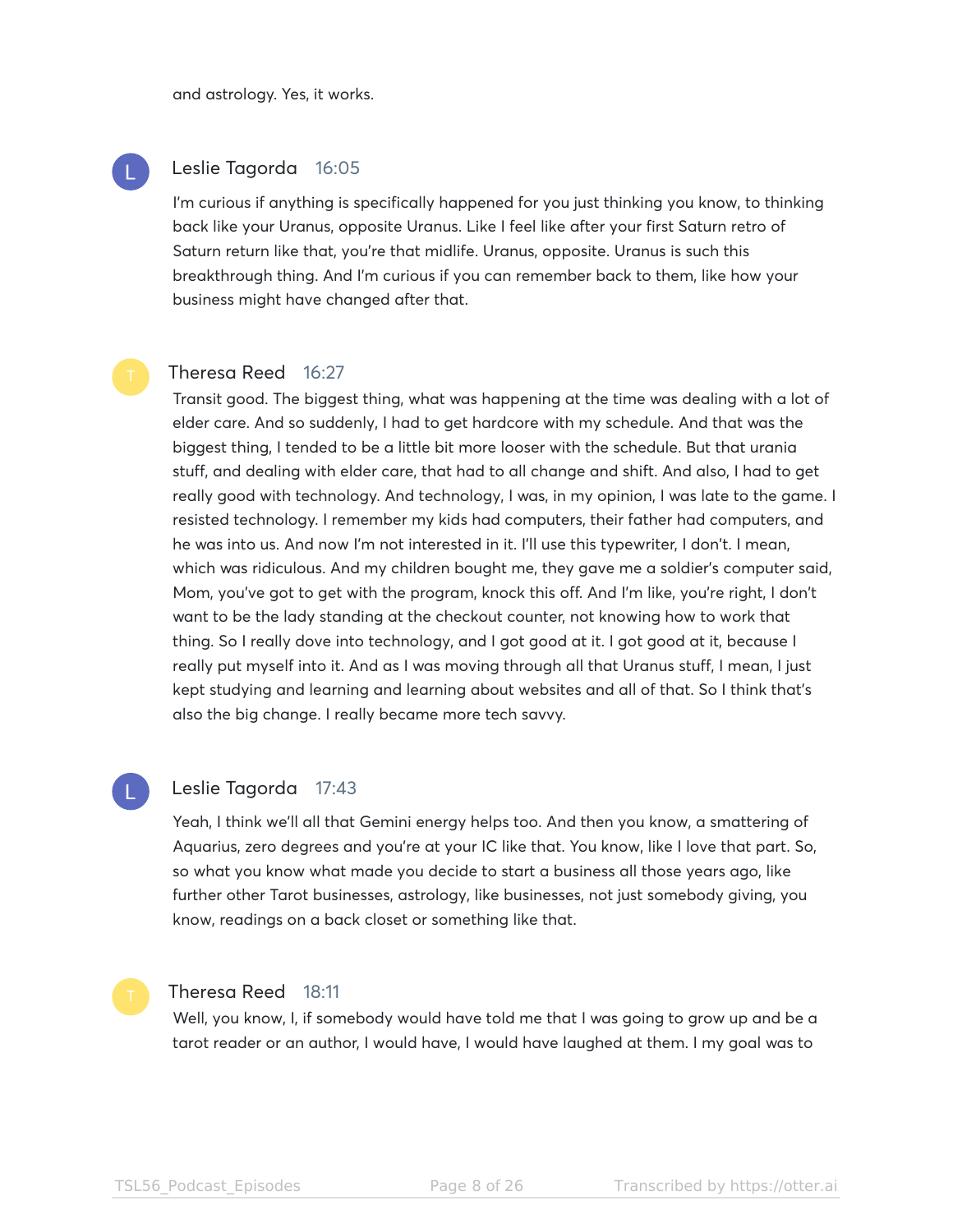and astrology. Yes, it works.

**Leslie Tagorda** 16:05

I'm curious if anything is specifically happened for you just thinking you know, to thinking back like your Uranus, opposite Uranus. Like I feel like after your first Saturn retro of Saturn return like that, you're that midlife. Uranus, opposite. Uranus is such this breakthrough thing. And I'm curious if you can remember back to them, like how your business might have changed after that.

**Theresa Reed** 16:27

Transit good. The biggest thing, what was happening at the time was dealing with a lot of elder care. And so suddenly, I had to get hardcore with my schedule. And that was the biggest thing, I tended to be a little bit more looser with the schedule. But that urania stuff, and dealing with elder care, that had to all change and shift. And also, I had to get really good with technology. And technology, I was, in my opinion, I was late to the game. I resisted technology. I remember my kids had computers, their father had computers, and he was into us. And now I'm not interested in it. I'll use this typewriter, I don't. I mean, which was ridiculous. And my children bought me, they gave me a soldier's computer said, Mom, you've got to get with the program, knock this off. And I'm like, you're right, I don't want to be the lady standing at the checkout counter, not knowing how to work that thing. So I really dove into technology, and I got good at it. I got good at it, because I really put myself into it. And as I was moving through all that Uranus stuff, I mean, I just kept studying and learning and learning about websites and all of that. So I think that's also the big change. I really became more tech savvy.

**Leslie Tagorda** 17:43

Yeah, I think we'll all that Gemini energy helps too. And then you know, a smattering of Aquarius, zero degrees and you're at your IC like that. You know, like I love that part. So, so what you know what made you decide to start a business all those years ago, like further other Tarot businesses, astrology, like businesses, not just somebody giving, you know, readings on a back closet or something like that.

**Theresa Reed** 18:11

Well, you know, I, if somebody would have told me that I was going to grow up and be a tarot reader or an author, I would have, I would have laughed at them. I my goal was to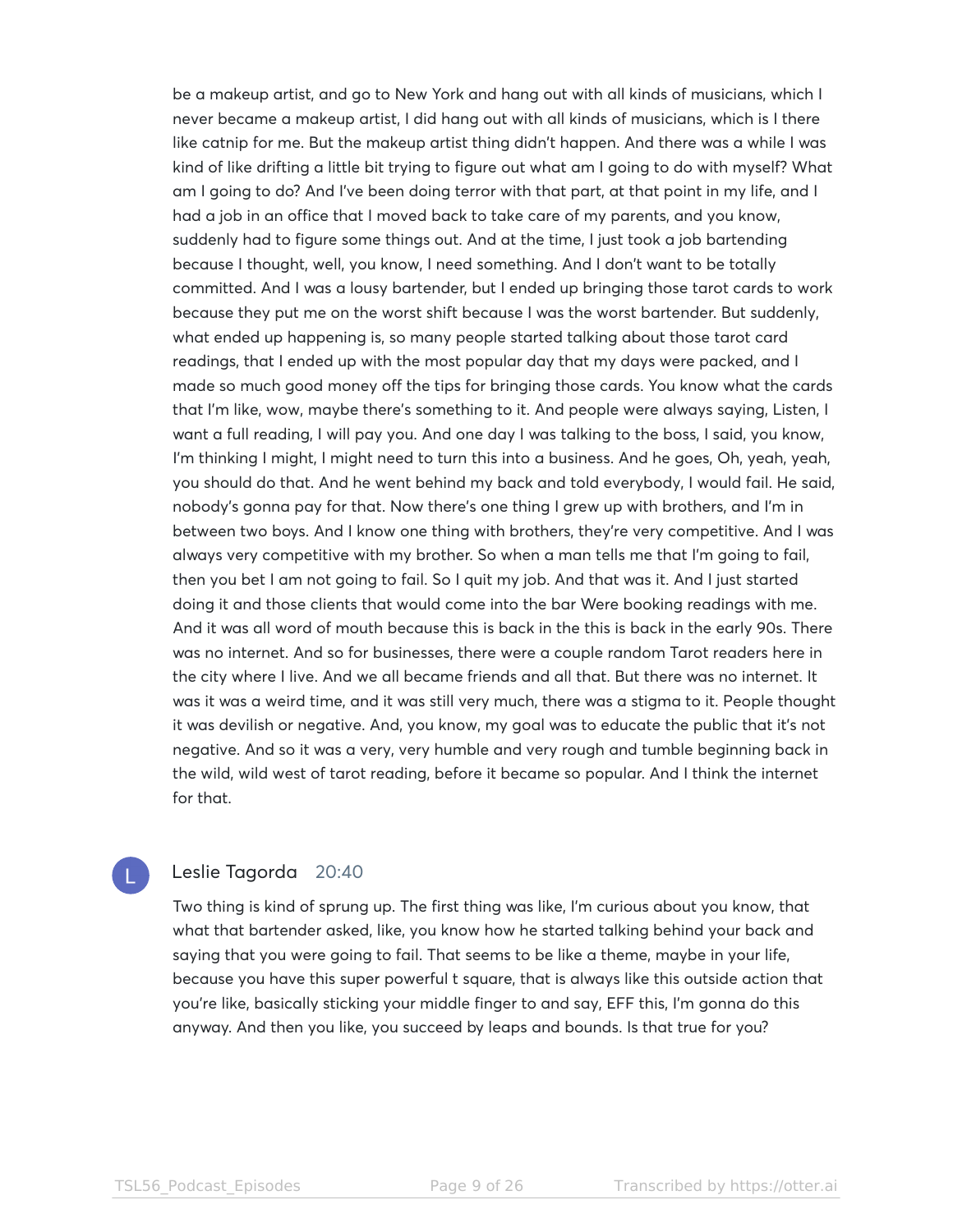be a makeup artist, and go to New York and hang out with all kinds of musicians, which I never became a makeup artist, I did hang out with all kinds of musicians, which is I there like catnip for me. But the makeup artist thing didn't happen. And there was a while I was kind of like drifting a little bit trying to figure out what am I going to do with myself? What am I going to do? And I've been doing terror with that part, at that point in my life, and I had a job in an office that I moved back to take care of my parents, and you know, suddenly had to figure some things out. And at the time, I just took a job bartending because I thought, well, you know, I need something. And I don't want to be totally committed. And I was a lousy bartender, but I ended up bringing those tarot cards to work because they put me on the worst shift because I was the worst bartender. But suddenly, what ended up happening is, so many people started talking about those tarot card readings, that I ended up with the most popular day that my days were packed, and I made so much good money off the tips for bringing those cards. You know what the cards that I'm like, wow, maybe there's something to it. And people were always saying, Listen, I want a full reading, I will pay you. And one day I was talking to the boss, I said, you know, I'm thinking I might, I might need to turn this into a business. And he goes, Oh, yeah, yeah, you should do that. And he went behind my back and told everybody, I would fail. He said, nobody's gonna pay for that. Now there's one thing I grew up with brothers, and I'm in between two boys. And I know one thing with brothers, they're very competitive. And I was always very competitive with my brother. So when a man tells me that I'm going to fail, then you bet I am not going to fail. So I quit my job. And that was it. And I just started doing it and those clients that would come into the bar Were booking readings with me. And it was all word of mouth because this is back in the this is back in the early 90s. There was no internet. And so for businesses, there were a couple random Tarot readers here in the city where I live. And we all became friends and all that. But there was no internet. It was it was a weird time, and it was still very much, there was a stigma to it. People thought it was devilish or negative. And, you know, my goal was to educate the public that it's not negative. And so it was a very, very humble and very rough and tumble beginning back in the wild, wild west of tarot reading, before it became so popular. And I think the internet for that.

**Leslie Tagorda** 20:40

Two thing is kind of sprung up. The first thing was like, I'm curious about you know, that what that bartender asked, like, you know how he started talking behind your back and saying that you were going to fail. That seems to be like a theme, maybe in your life, because you have this super powerful t square, that is always like this outside action that you're like, basically sticking your middle finger to and say, EFF this, I'm gonna do this anyway. And then you like, you succeed by leaps and bounds. Is that true for you?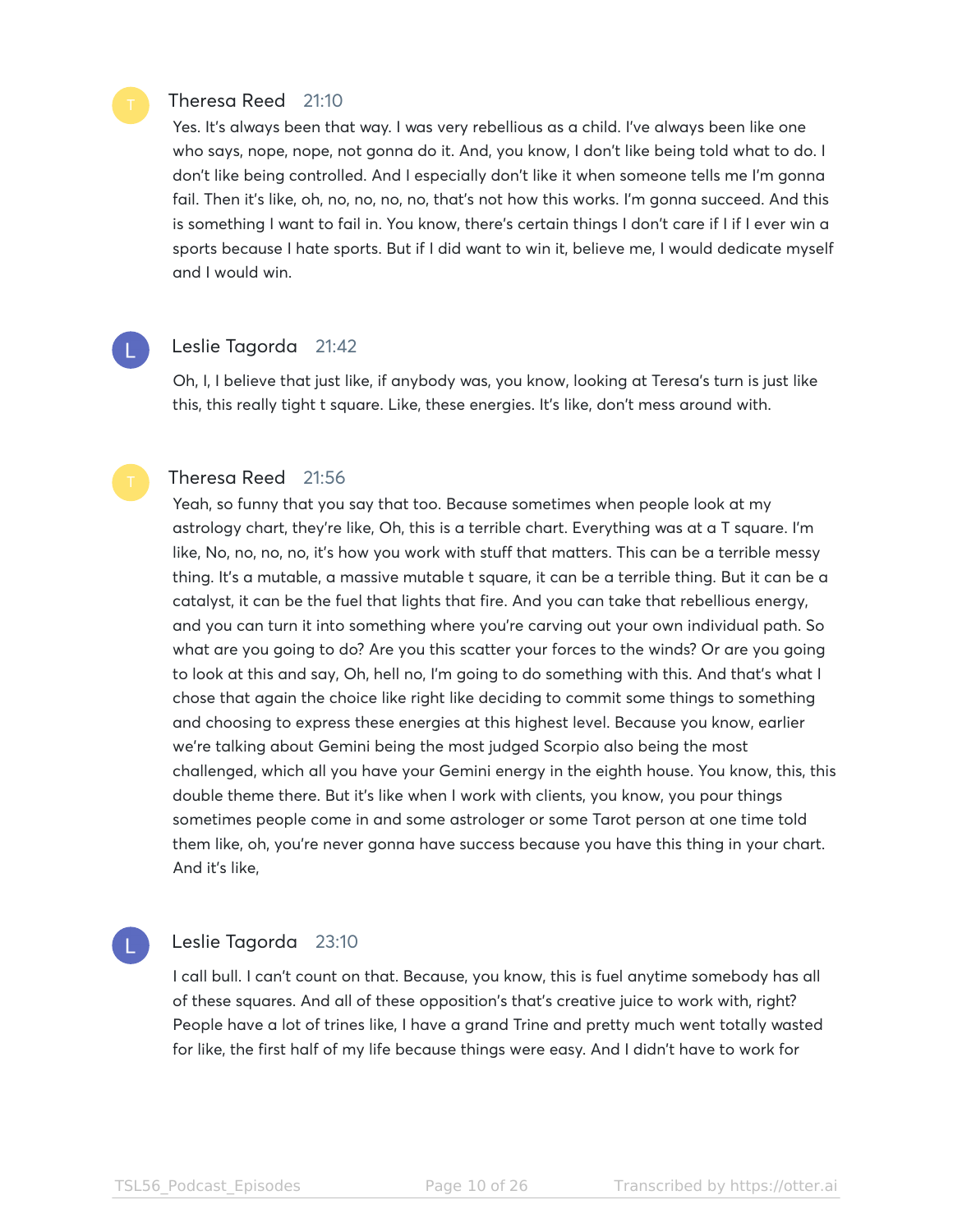**Theresa Reed** 21:10

Yes. It's always been that way. I was very rebellious as a child. I've always been like one who says, nope, nope, not gonna do it. And, you know, I don't like being told what to do. I don't like being controlled. And I especially don't like it when someone tells me I'm gonna fail. Then it's like, oh, no, no, no, no, that's not how this works. I'm gonna succeed. And this is something I want to fail in. You know, there's certain things I don't care if I if I ever win a sports because I hate sports. But if I did want to win it, believe me, I would dedicate myself and I would win.

**Leslie Tagorda** 21:42

Oh, I, I believe that just like, if anybody was, you know, looking at Teresa's turn is just like this, this really tight t square. Like, these energies. It's like, don't mess around with.

**Theresa Reed** 21:56

Yeah, so funny that you say that too. Because sometimes when people look at my astrology chart, they're like, Oh, this is a terrible chart. Everything was at a T square. I'm like, No, no, no, no, it's how you work with stuff that matters. This can be a terrible messy thing. It's a mutable, a massive mutable t square, it can be a terrible thing. But it can be a catalyst, it can be the fuel that lights that fire. And you can take that rebellious energy, and you can turn it into something where you're carving out your own individual path. So what are you going to do? Are you this scatter your forces to the winds? Or are you going to look at this and say, Oh, hell no, I'm going to do something with this. And that's what I chose that again the choice like right like deciding to commit some things to something and choosing to express these energies at this highest level. Because you know, earlier we're talking about Gemini being the most judged Scorpio also being the most challenged, which all you have your Gemini energy in the eighth house. You know, this, this double theme there. But it's like when I work with clients, you know, you pour things sometimes people come in and some astrologer or some Tarot person at one time told them like, oh, you're never gonna have success because you have this thing in your chart. And it's like,

**Leslie Tagorda** 23:10

I call bull. I can't count on that. Because, you know, this is fuel anytime somebody has all of these squares. And all of these opposition's that's creative juice to work with, right? People have a lot of trines like, I have a grand Trine and pretty much went totally wasted for like, the first half of my life because things were easy. And I didn't have to work for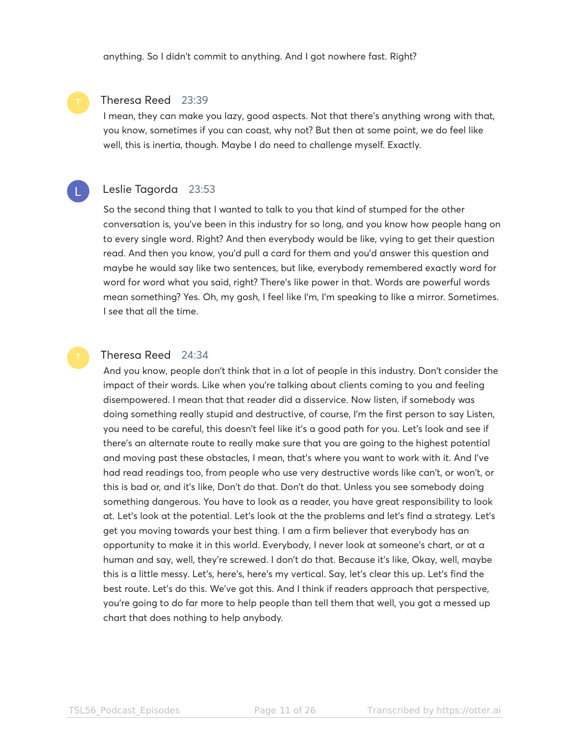anything. So I didn't commit to anything. And I got nowhere fast. Right?

**Theresa Reed** 23:39

I mean, they can make you lazy, good aspects. Not that there's anything wrong with that, you know, sometimes if you can coast, why not? But then at some point, we do feel like well, this is inertia, though. Maybe I do need to challenge myself. Exactly.

**Leslie Tagorda** 23:53

So the second thing that I wanted to talk to you that kind of stumped for the other conversation is, you've been in this industry for so long, and you know how people hang on to every single word. Right? And then everybody would be like, vying to get their question read. And then you know, you'd pull a card for them and you'd answer this question and maybe he would say like two sentences, but like, everybody remembered exactly word for word for word what you said, right? There's like power in that. Words are powerful words mean something? Yes. Oh, my gosh, I feel like I'm, I'm speaking to like a mirror. Sometimes. I see that all the time.

**Theresa Reed** 24:34

And you know, people don't think that in a lot of people in this industry. Don't consider the impact of their words. Like when you're talking about clients coming to you and feeling disempowered. I mean that that reader did a disservice. Now listen, if somebody was doing something really stupid and destructive, of course, I'm the first person to say Listen, you need to be careful, this doesn't feel like it's a good path for you. Let's look and see if there's an alternate route to really make sure that you are going to the highest potential and moving past these obstacles, I mean, that's where you want to work with it. And I've had read readings too, from people who use very destructive words like can't, or won't, or this is bad or, and it's like, Don't do that. Don't do that. Unless you see somebody doing something dangerous. You have to look as a reader, you have great responsibility to look at. Let's look at the potential. Let's look at the the problems and let's find a strategy. Let's get you moving towards your best thing. I am a firm believer that everybody has an opportunity to make it in this world. Everybody, I never look at someone's chart, or at a human and say, well, they're screwed. I don't do that. Because it's like, Okay, well, maybe this is a little messy. Let's, here's, here's my vertical. Say, let's clear this up. Let's find the best route. Let's do this. We've got this. And I think if readers approach that perspective, you're going to do far more to help people than tell them that well, you got a messed up chart that does nothing to help anybody.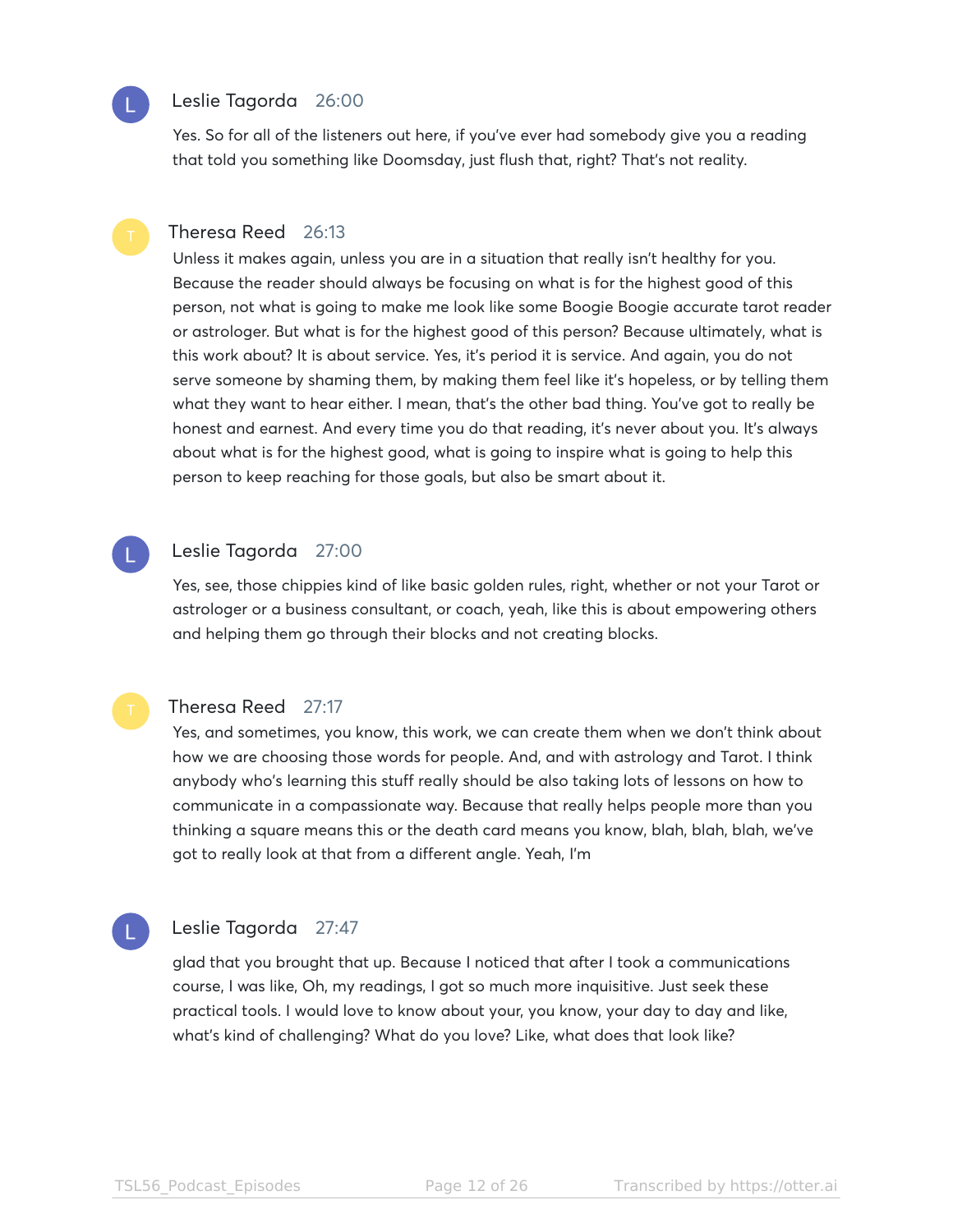**Leslie Tagorda** 26:00

Yes. So for all of the listeners out here, if you've ever had somebody give you a reading that told you something like Doomsday, just flush that, right? That's not reality.

**Theresa Reed** 26:13

Unless it makes again, unless you are in a situation that really isn't healthy for you. Because the reader should always be focusing on what is for the highest good of this person, not what is going to make me look like some Boogie Boogie accurate tarot reader or astrologer. But what is for the highest good of this person? Because ultimately, what is this work about? It is about service. Yes, it's period it is service. And again, you do not serve someone by shaming them, by making them feel like it's hopeless, or by telling them what they want to hear either. I mean, that's the other bad thing. You've got to really be honest and earnest. And every time you do that reading, it's never about you. It's always about what is for the highest good, what is going to inspire what is going to help this person to keep reaching for those goals, but also be smart about it.

**Leslie Tagorda** 27:00

Yes, see, those chippies kind of like basic golden rules, right, whether or not your Tarot or astrologer or a business consultant, or coach, yeah, like this is about empowering others and helping them go through their blocks and not creating blocks.

**Theresa Reed** 27:17

Yes, and sometimes, you know, this work, we can create them when we don't think about how we are choosing those words for people. And, and with astrology and Tarot. I think anybody who's learning this stuff really should be also taking lots of lessons on how to communicate in a compassionate way. Because that really helps people more than you thinking a square means this or the death card means you know, blah, blah, blah, we've got to really look at that from a different angle. Yeah, I'm

**Leslie Tagorda** 27:47

glad that you brought that up. Because I noticed that after I took a communications course, I was like, Oh, my readings, I got so much more inquisitive. Just seek these practical tools. I would love to know about your, you know, your day to day and like, what's kind of challenging? What do you love? Like, what does that look like?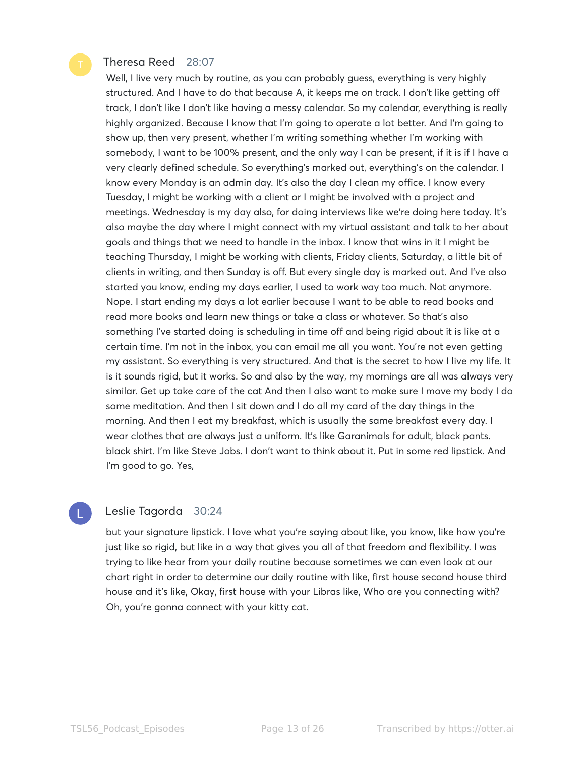**Theresa Reed** 28:07

Well, I live very much by routine, as you can probably guess, everything is very highly structured. And I have to do that because A, it keeps me on track. I don't like getting off track, I don't like I don't like having a messy calendar. So my calendar, everything is really highly organized. Because I know that I'm going to operate a lot better. And I'm going to show up, then very present, whether I'm writing something whether I'm working with somebody, I want to be 100% present, and the only way I can be present, if it is if I have a very clearly defined schedule. So everything's marked out, everything's on the calendar. I know every Monday is an admin day. It's also the day I clean my office. I know every Tuesday, I might be working with a client or I might be involved with a project and meetings. Wednesday is my day also, for doing interviews like we're doing here today. It's also maybe the day where I might connect with my virtual assistant and talk to her about goals and things that we need to handle in the inbox. I know that wins in it I might be teaching Thursday, I might be working with clients, Friday clients, Saturday, a little bit of clients in writing, and then Sunday is off. But every single day is marked out. And I've also started you know, ending my days earlier, I used to work way too much. Not anymore. Nope. I start ending my days a lot earlier because I want to be able to read books and read more books and learn new things or take a class or whatever. So that's also something I've started doing is scheduling in time off and being rigid about it is like at a certain time. I'm not in the inbox, you can email me all you want. You're not even getting my assistant. So everything is very structured. And that is the secret to how I live my life. It is it sounds rigid, but it works. So and also by the way, my mornings are all was always very similar. Get up take care of the cat And then I also want to make sure I move my body I do some meditation. And then I sit down and I do all my card of the day things in the morning. And then I eat my breakfast, which is usually the same breakfast every day. I wear clothes that are always just a uniform. It's like Garanimals for adult, black pants. black shirt. I'm like Steve Jobs. I don't want to think about it. Put in some red lipstick. And I'm good to go. Yes,

**Leslie Tagorda** 30:24

but your signature lipstick. I love what you're saying about like, you know, like how you're just like so rigid, but like in a way that gives you all of that freedom and flexibility. I was trying to like hear from your daily routine because sometimes we can even look at our chart right in order to determine our daily routine with like, first house second house third house and it's like, Okay, first house with your Libras like, Who are you connecting with? Oh, you're gonna connect with your kitty cat.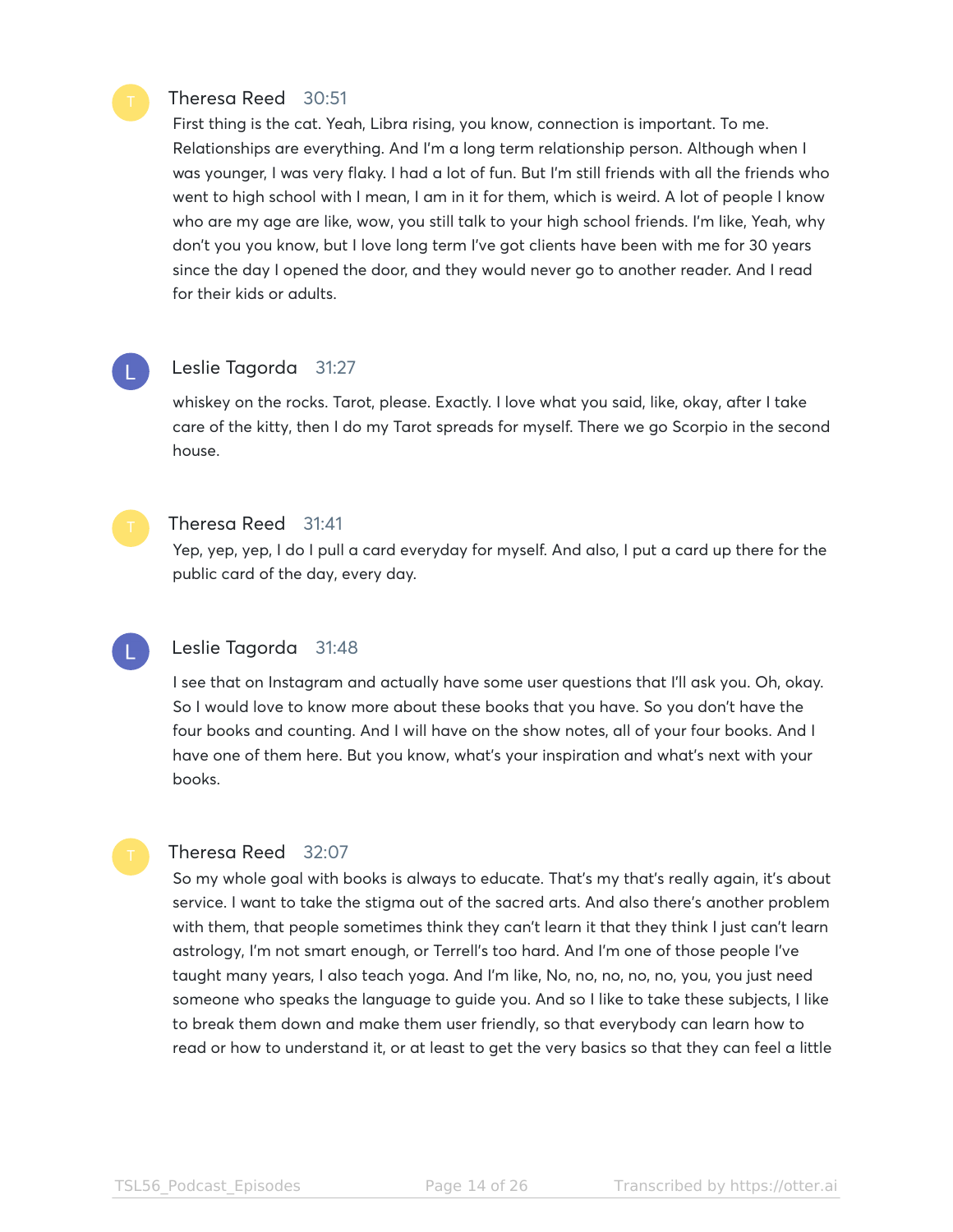**Theresa Reed** 30:51

First thing is the cat. Yeah, Libra rising, you know, connection is important. To me. Relationships are everything. And I'm a long term relationship person. Although when I was younger, I was very flaky. I had a lot of fun. But I'm still friends with all the friends who went to high school with I mean, I am in it for them, which is weird. A lot of people I know who are my age are like, wow, you still talk to your high school friends. I'm like, Yeah, why don't you you know, but I love long term I've got clients have been with me for 30 years since the day I opened the door, and they would never go to another reader. And I read for their kids or adults.

**Leslie Tagorda** 31:27

whiskey on the rocks. Tarot, please. Exactly. I love what you said, like, okay, after I take care of the kitty, then I do my Tarot spreads for myself. There we go Scorpio in the second house.

**Theresa Reed** 31:41

Yep, yep, yep, I do I pull a card everyday for myself. And also, I put a card up there for the public card of the day, every day.

**Leslie Tagorda** 31:48

I see that on Instagram and actually have some user questions that I'll ask you. Oh, okay. So I would love to know more about these books that you have. So you don't have the four books and counting. And I will have on the show notes, all of your four books. And I have one of them here. But you know, what's your inspiration and what's next with your books.

**Theresa Reed** 32:07

So my whole goal with books is always to educate. That's my that's really again, it's about service. I want to take the stigma out of the sacred arts. And also there's another problem with them, that people sometimes think they can't learn it that they think I just can't learn astrology, I'm not smart enough, or Terrell's too hard. And I'm one of those people I've taught many years, I also teach yoga. And I'm like, No, no, no, no, no, you, you just need someone who speaks the language to guide you. And so I like to take these subjects, I like to break them down and make them user friendly, so that everybody can learn how to read or how to understand it, or at least to get the very basics so that they can feel a little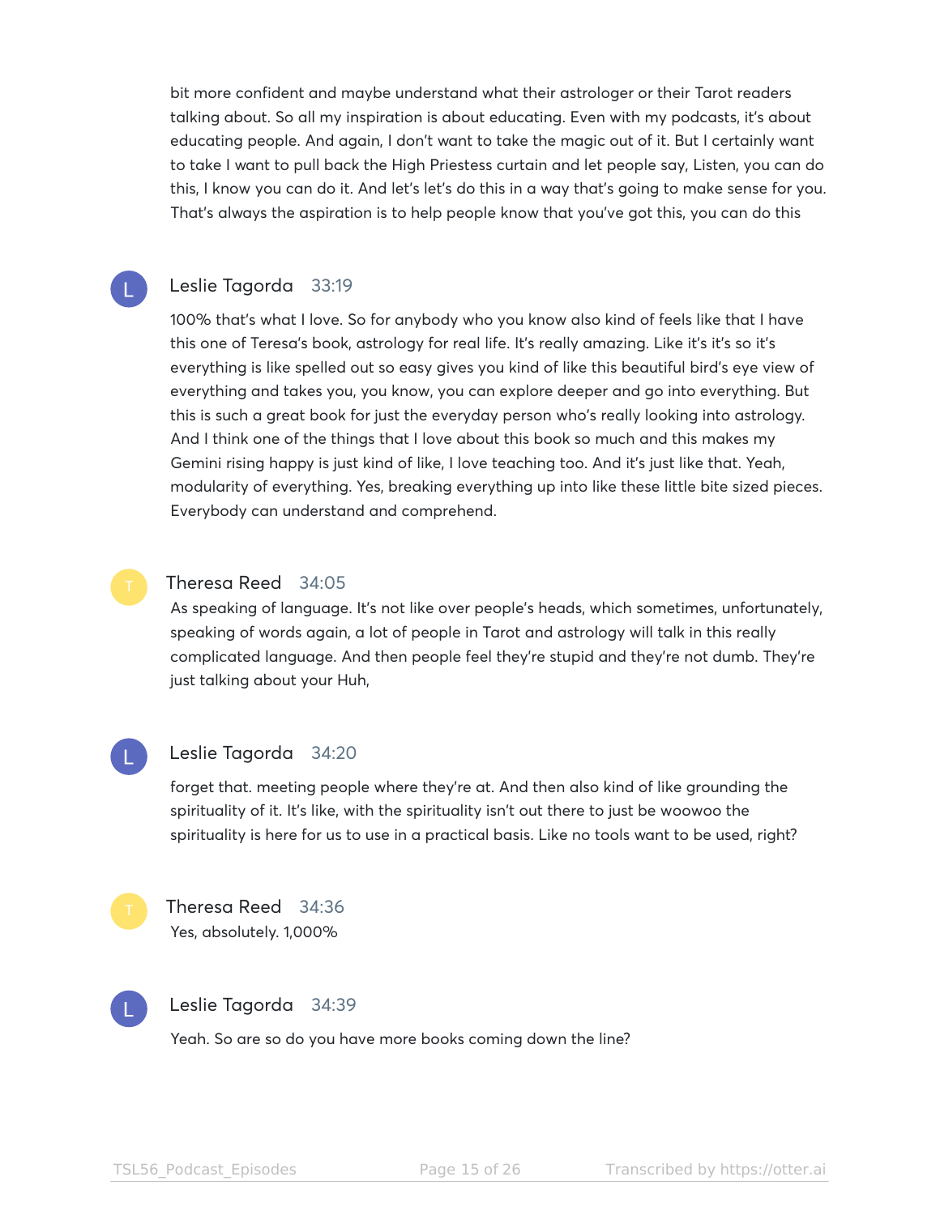bit more confident and maybe understand what their astrologer or their Tarot readers talking about. So all my inspiration is about educating. Even with my podcasts, it's about educating people. And again, I don't want to take the magic out of it. But I certainly want to take I want to pull back the High Priestess curtain and let people say, Listen, you can do this, I know you can do it. And let's let's do this in a way that's going to make sense for you. That's always the aspiration is to help people know that you've got this, you can do this

**Leslie Tagorda** 33:19

100% that's what I love. So for anybody who you know also kind of feels like that I have this one of Teresa's book, astrology for real life. It's really amazing. Like it's it's so it's everything is like spelled out so easy gives you kind of like this beautiful bird's eye view of everything and takes you, you know, you can explore deeper and go into everything. But this is such a great book for just the everyday person who's really looking into astrology. And I think one of the things that I love about this book so much and this makes my Gemini rising happy is just kind of like, I love teaching too. And it's just like that. Yeah, modularity of everything. Yes, breaking everything up into like these little bite sized pieces. Everybody can understand and comprehend.

**Theresa Reed** 34:05

As speaking of language. It's not like over people's heads, which sometimes, unfortunately, speaking of words again, a lot of people in Tarot and astrology will talk in this really complicated language. And then people feel they're stupid and they're not dumb. They're just talking about your Huh,

**Leslie Tagorda** 34:20

forget that. meeting people where they're at. And then also kind of like grounding the spirituality of it. It's like, with the spirituality isn't out there to just be woowoo the spirituality is here for us to use in a practical basis. Like no tools want to be used, right?

**Theresa Reed** 34:36

Yes, absolutely. 1,000%

**Leslie Tagorda** 34:39

Yeah. So are so do you have more books coming down the line?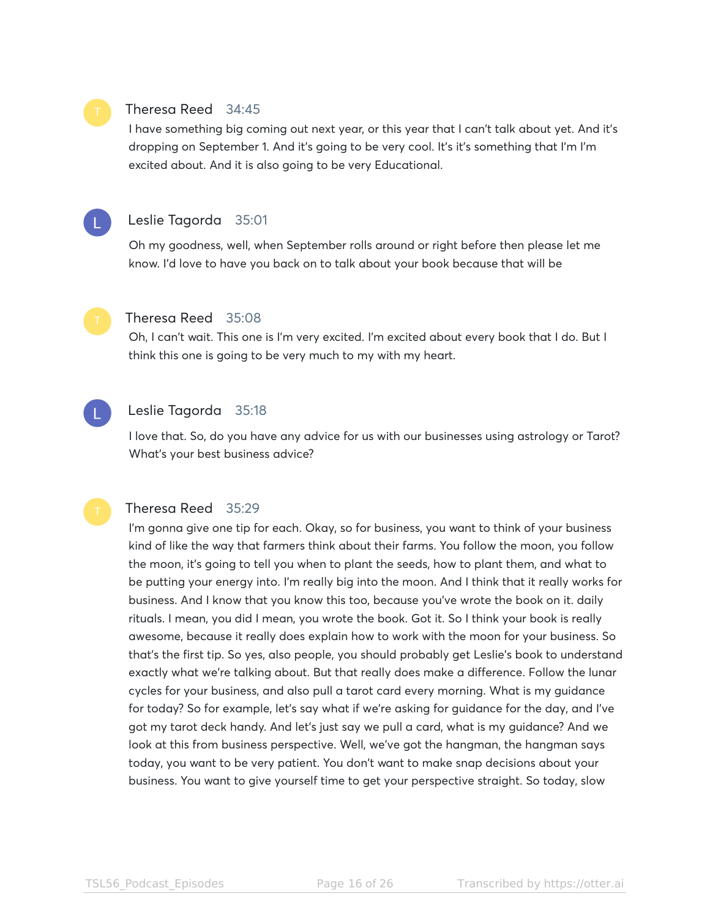**Theresa Reed** 34:45

I have something big coming out next year, or this year that I can't talk about yet. And it's dropping on September 1. And it's going to be very cool. It's it's something that I'm I'm excited about. And it is also going to be very Educational.

**Leslie Tagorda** 35:01

Oh my goodness, well, when September rolls around or right before then please let me know. I'd love to have you back on to talk about your book because that will be

**Theresa Reed** 35:08

Oh, I can't wait. This one is I'm very excited. I'm excited about every book that I do. But I think this one is going to be very much to my with my heart.

**Leslie Tagorda** 35:18

I love that. So, do you have any advice for us with our businesses using astrology or Tarot? What's your best business advice?

**Theresa Reed** 35:29

I'm gonna give one tip for each. Okay, so for business, you want to think of your business kind of like the way that farmers think about their farms. You follow the moon, you follow the moon, it's going to tell you when to plant the seeds, how to plant them, and what to be putting your energy into. I'm really big into the moon. And I think that it really works for business. And I know that you know this too, because you've wrote the book on it. daily rituals. I mean, you did I mean, you wrote the book. Got it. So I think your book is really awesome, because it really does explain how to work with the moon for your business. So that's the first tip. So yes, also people, you should probably get Leslie's book to understand exactly what we're talking about. But that really does make a difference. Follow the lunar cycles for your business, and also pull a tarot card every morning. What is my guidance for today? So for example, let's say what if we're asking for guidance for the day, and I've got my tarot deck handy. And let's just say we pull a card, what is my guidance? And we look at this from business perspective. Well, we've got the hangman, the hangman says today, you want to be very patient. You don't want to make snap decisions about your business. You want to give yourself time to get your perspective straight. So today, slow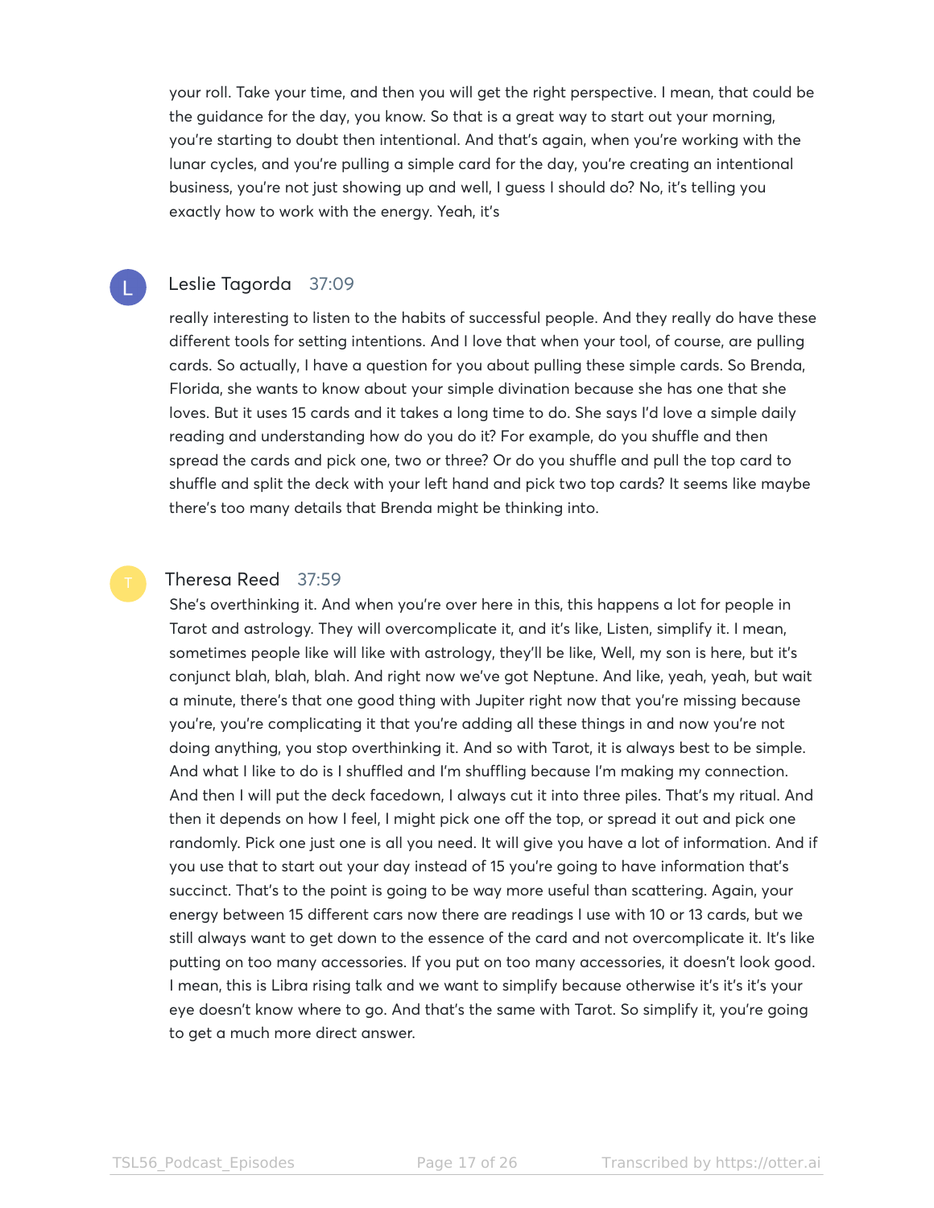your roll. Take your time, and then you will get the right perspective. I mean, that could be the guidance for the day, you know. So that is a great way to start out your morning, you're starting to doubt then intentional. And that's again, when you're working with the lunar cycles, and you're pulling a simple card for the day, you're creating an intentional business, you're not just showing up and well, I guess I should do? No, it's telling you exactly how to work with the energy. Yeah, it's

**Leslie Tagorda** 37:09

really interesting to listen to the habits of successful people. And they really do have these different tools for setting intentions. And I love that when your tool, of course, are pulling cards. So actually, I have a question for you about pulling these simple cards. So Brenda, Florida, she wants to know about your simple divination because she has one that she loves. But it uses 15 cards and it takes a long time to do. She says I'd love a simple daily reading and understanding how do you do it? For example, do you shuffle and then spread the cards and pick one, two or three? Or do you shuffle and pull the top card to shuffle and split the deck with your left hand and pick two top cards? It seems like maybe there's too many details that Brenda might be thinking into.

**Theresa Reed** 37:59

She's overthinking it. And when you're over here in this, this happens a lot for people in Tarot and astrology. They will overcomplicate it, and it's like, Listen, simplify it. I mean, sometimes people like will like with astrology, they'll be like, Well, my son is here, but it's conjunct blah, blah, blah. And right now we've got Neptune. And like, yeah, yeah, but wait a minute, there's that one good thing with Jupiter right now that you're missing because you're, you're complicating it that you're adding all these things in and now you're not doing anything, you stop overthinking it. And so with Tarot, it is always best to be simple. And what I like to do is I shuffled and I'm shuffling because I'm making my connection. And then I will put the deck facedown, I always cut it into three piles. That's my ritual. And then it depends on how I feel, I might pick one off the top, or spread it out and pick one randomly. Pick one just one is all you need. It will give you have a lot of information. And if you use that to start out your day instead of 15 you're going to have information that's succinct. That's to the point is going to be way more useful than scattering. Again, your energy between 15 different cars now there are readings I use with 10 or 13 cards, but we still always want to get down to the essence of the card and not overcomplicate it. It's like putting on too many accessories. If you put on too many accessories, it doesn't look good. I mean, this is Libra rising talk and we want to simplify because otherwise it's it's it's your eye doesn't know where to go. And that's the same with Tarot. So simplify it, you're going to get a much more direct answer.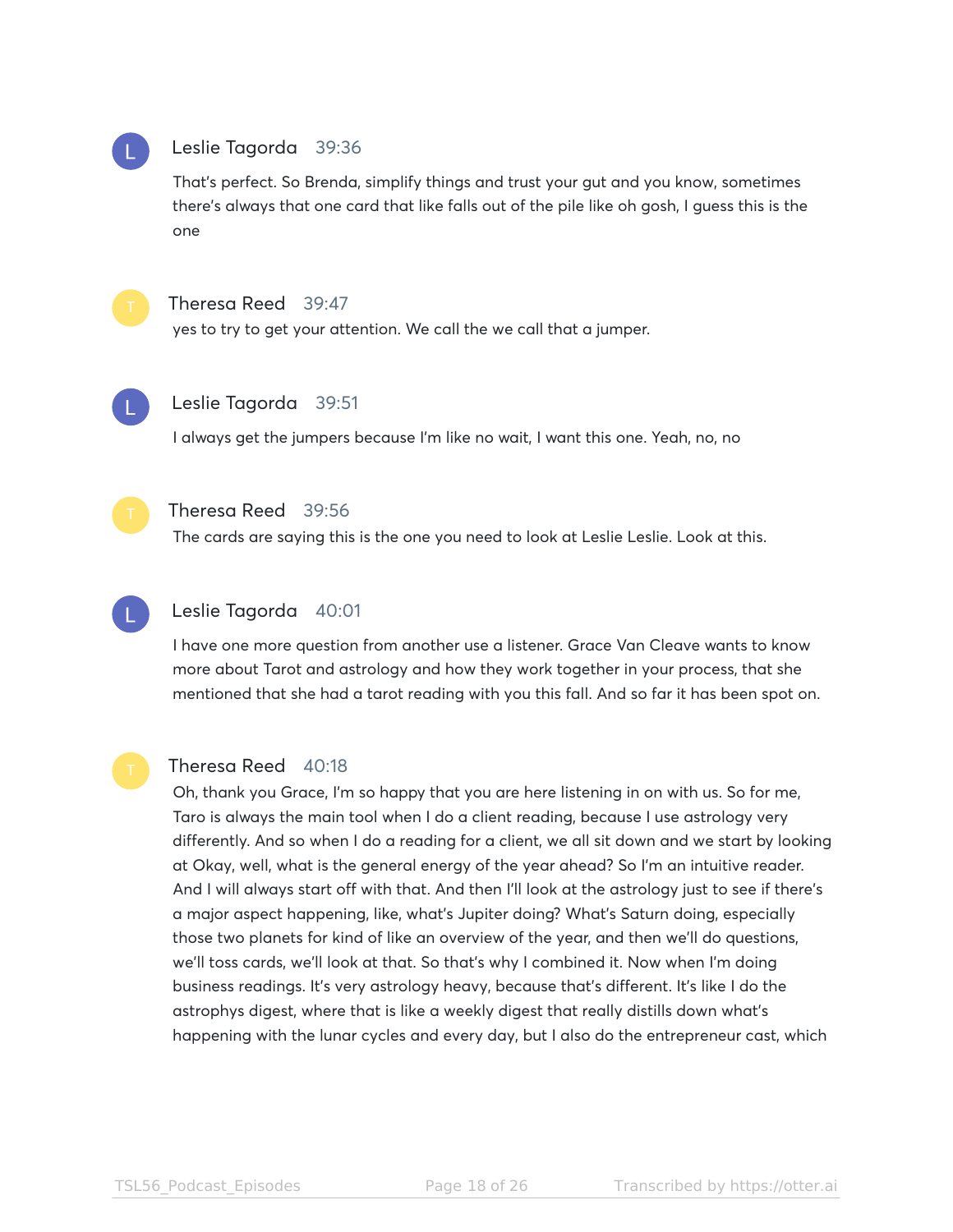**Leslie Tagorda** 39:36

That's perfect. So Brenda, simplify things and trust your gut and you know, sometimes there's always that one card that like falls out of the pile like oh gosh, I guess this is the one

**Theresa Reed** 39:47

yes to try to get your attention. We call the we call that a jumper.

**Leslie Tagorda** 39:51

I always get the jumpers because I'm like no wait, I want this one. Yeah, no, no

**Theresa Reed** 39:56

The cards are saying this is the one you need to look at Leslie Leslie. Look at this.

**Leslie Tagorda** 40:01

I have one more question from another use a listener. Grace Van Cleave wants to know more about Tarot and astrology and how they work together in your process, that she mentioned that she had a tarot reading with you this fall. And so far it has been spot on.

**Theresa Reed** 40:18

Oh, thank you Grace, I'm so happy that you are here listening in on with us. So for me, Taro is always the main tool when I do a client reading, because I use astrology very differently. And so when I do a reading for a client, we all sit down and we start by looking at Okay, well, what is the general energy of the year ahead? So I'm an intuitive reader. And I will always start off with that. And then I'll look at the astrology just to see if there's a major aspect happening, like, what's Jupiter doing? What's Saturn doing, especially those two planets for kind of like an overview of the year, and then we'll do questions, we'll toss cards, we'll look at that. So that's why I combined it. Now when I'm doing business readings. It's very astrology heavy, because that's different. It's like I do the astrophys digest, where that is like a weekly digest that really distills down what's happening with the lunar cycles and every day, but I also do the entrepreneur cast, which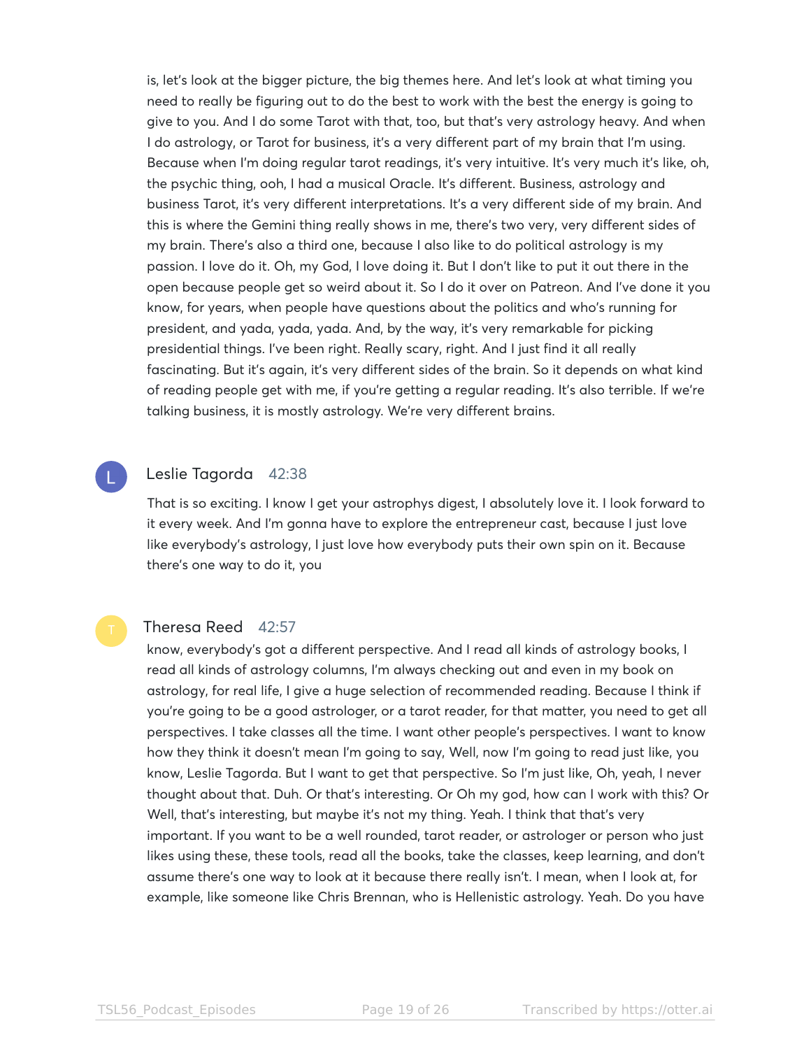is, let's look at the bigger picture, the big themes here. And let's look at what timing you need to really be figuring out to do the best to work with the best the energy is going to give to you. And I do some Tarot with that, too, but that's very astrology heavy. And when I do astrology, or Tarot for business, it's a very different part of my brain that I'm using. Because when I'm doing regular tarot readings, it's very intuitive. It's very much it's like, oh, the psychic thing, ooh, I had a musical Oracle. It's different. Business, astrology and business Tarot, it's very different interpretations. It's a very different side of my brain. And this is where the Gemini thing really shows in me, there's two very, very different sides of my brain. There's also a third one, because I also like to do political astrology is my passion. I love do it. Oh, my God, I love doing it. But I don't like to put it out there in the open because people get so weird about it. So I do it over on Patreon. And I've done it you know, for years, when people have questions about the politics and who's running for president, and yada, yada, yada. And, by the way, it's very remarkable for picking presidential things. I've been right. Really scary, right. And I just find it all really fascinating. But it's again, it's very different sides of the brain. So it depends on what kind of reading people get with me, if you're getting a regular reading. It's also terrible. If we're talking business, it is mostly astrology. We're very different brains.

**Leslie Tagorda** 42:38

That is so exciting. I know I get your astrophys digest, I absolutely love it. I look forward to it every week. And I'm gonna have to explore the entrepreneur cast, because I just love like everybody's astrology, I just love how everybody puts their own spin on it. Because there's one way to do it, you

**Theresa Reed** 42:57

know, everybody's got a different perspective. And I read all kinds of astrology books, I read all kinds of astrology columns, I'm always checking out and even in my book on astrology, for real life, I give a huge selection of recommended reading. Because I think if you're going to be a good astrologer, or a tarot reader, for that matter, you need to get all perspectives. I take classes all the time. I want other people's perspectives. I want to know how they think it doesn't mean I'm going to say, Well, now I'm going to read just like, you know, Leslie Tagorda. But I want to get that perspective. So I'm just like, Oh, yeah, I never thought about that. Duh. Or that's interesting. Or Oh my god, how can I work with this? Or Well, that's interesting, but maybe it's not my thing. Yeah. I think that that's very important. If you want to be a well rounded, tarot reader, or astrologer or person who just likes using these, these tools, read all the books, take the classes, keep learning, and don't assume there's one way to look at it because there really isn't. I mean, when I look at, for example, like someone like Chris Brennan, who is Hellenistic astrology. Yeah. Do you have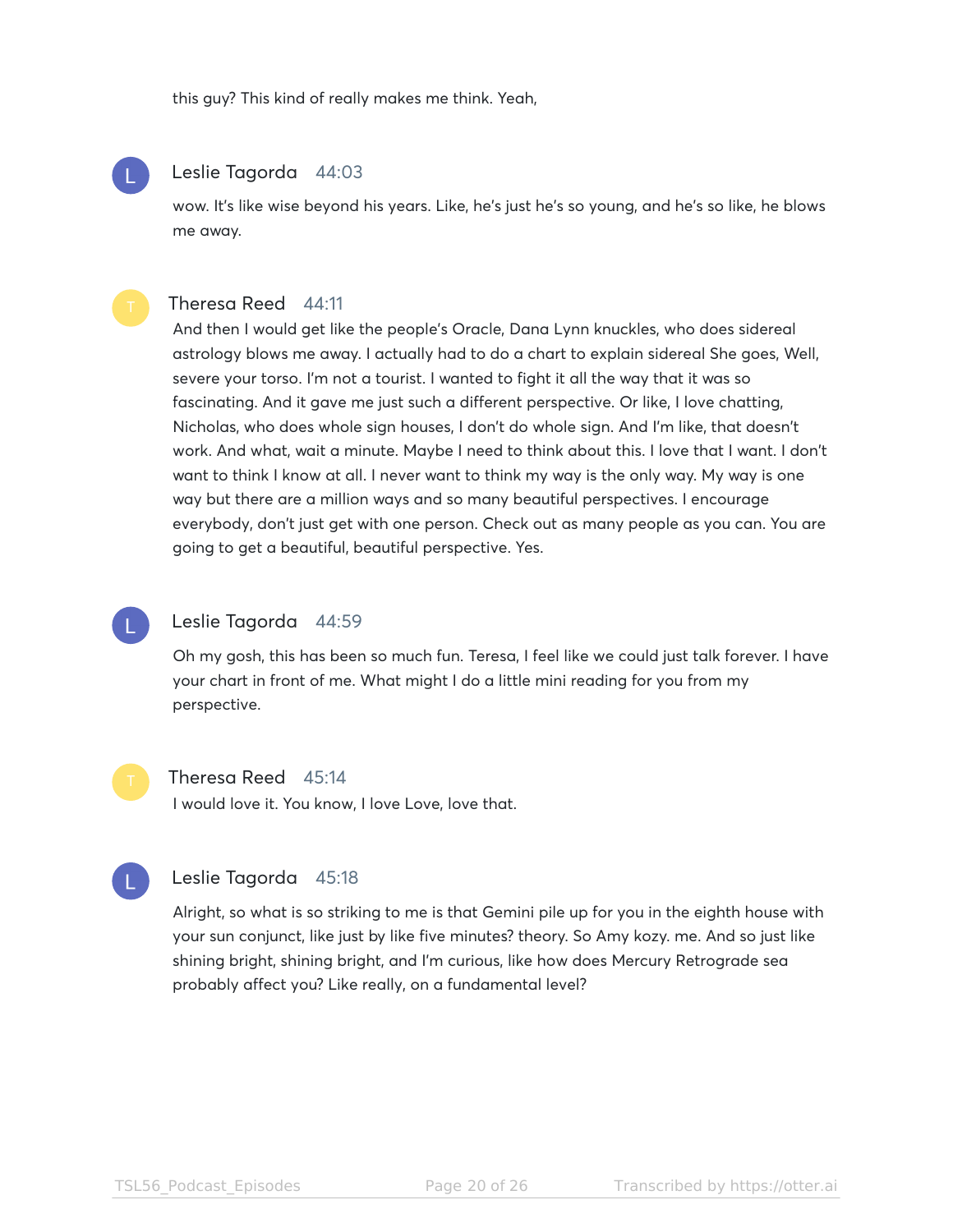this guy? This kind of really makes me think. Yeah,

**Leslie Tagorda** 44:03

wow. It's like wise beyond his years. Like, he's just he's so young, and he's so like, he blows me away.

**Theresa Reed** 44:11

And then I would get like the people's Oracle, Dana Lynn knuckles, who does sidereal astrology blows me away. I actually had to do a chart to explain sidereal She goes, Well, severe your torso. I'm not a tourist. I wanted to fight it all the way that it was so fascinating. And it gave me just such a different perspective. Or like, I love chatting, Nicholas, who does whole sign houses, I don't do whole sign. And I'm like, that doesn't work. And what, wait a minute. Maybe I need to think about this. I love that I want. I don't want to think I know at all. I never want to think my way is the only way. My way is one way but there are a million ways and so many beautiful perspectives. I encourage everybody, don't just get with one person. Check out as many people as you can. You are going to get a beautiful, beautiful perspective. Yes.

**Leslie Tagorda** 44:59

Oh my gosh, this has been so much fun. Teresa, I feel like we could just talk forever. I have your chart in front of me. What might I do a little mini reading for you from my perspective.

**Theresa Reed** 45:14

I would love it. You know, I love Love, love that.

**Leslie Tagorda** 45:18

Alright, so what is so striking to me is that Gemini pile up for you in the eighth house with your sun conjunct, like just by like five minutes? theory. So Amy kozy. me. And so just like shining bright, shining bright, and I'm curious, like how does Mercury Retrograde sea probably affect you? Like really, on a fundamental level?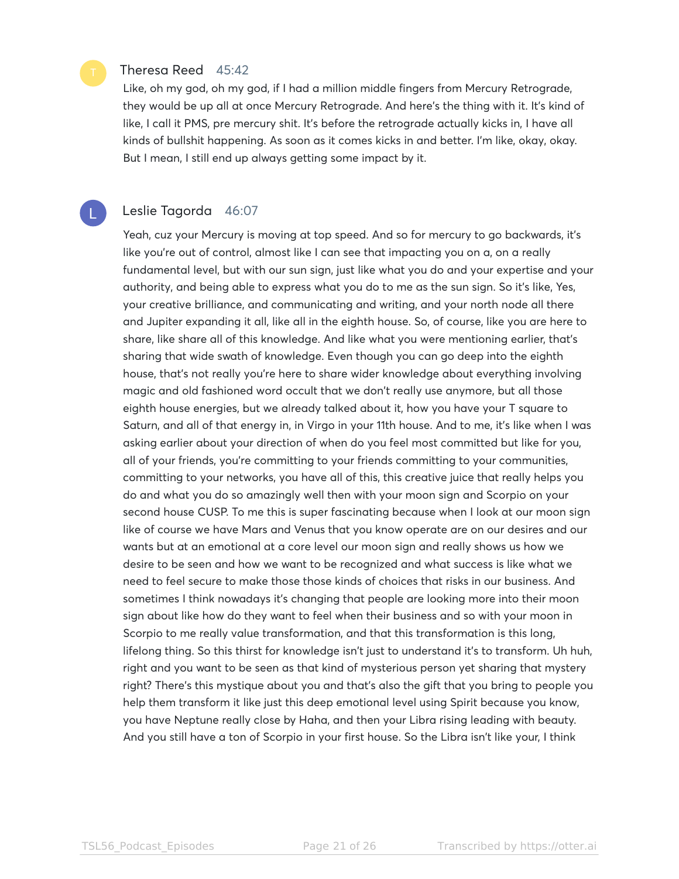**Theresa Reed** 45:42

Like, oh my god, oh my god, if I had a million middle fingers from Mercury Retrograde, they would be up all at once Mercury Retrograde. And here's the thing with it. It's kind of like, I call it PMS, pre mercury shit. It's before the retrograde actually kicks in, I have all kinds of bullshit happening. As soon as it comes kicks in and better. I'm like, okay, okay. But I mean, I still end up always getting some impact by it.

**Leslie Tagorda** 46:07

Yeah, cuz your Mercury is moving at top speed. And so for mercury to go backwards, it's like you're out of control, almost like I can see that impacting you on a, on a really fundamental level, but with our sun sign, just like what you do and your expertise and your authority, and being able to express what you do to me as the sun sign. So it's like, Yes, your creative brilliance, and communicating and writing, and your north node all there and Jupiter expanding it all, like all in the eighth house. So, of course, like you are here to share, like share all of this knowledge. And like what you were mentioning earlier, that's sharing that wide swath of knowledge. Even though you can go deep into the eighth house, that's not really you're here to share wider knowledge about everything involving magic and old fashioned word occult that we don't really use anymore, but all those eighth house energies, but we already talked about it, how you have your T square to Saturn, and all of that energy in, in Virgo in your 11th house. And to me, it's like when I was asking earlier about your direction of when do you feel most committed but like for you, all of your friends, you're committing to your friends committing to your communities, committing to your networks, you have all of this, this creative juice that really helps you do and what you do so amazingly well then with your moon sign and Scorpio on your second house CUSP. To me this is super fascinating because when I look at our moon sign like of course we have Mars and Venus that you know operate are on our desires and our wants but at an emotional at a core level our moon sign and really shows us how we desire to be seen and how we want to be recognized and what success is like what we need to feel secure to make those those kinds of choices that risks in our business. And sometimes I think nowadays it's changing that people are looking more into their moon sign about like how do they want to feel when their business and so with your moon in Scorpio to me really value transformation, and that this transformation is this long, lifelong thing. So this thirst for knowledge isn't just to understand it's to transform. Uh huh, right and you want to be seen as that kind of mysterious person yet sharing that mystery right? There's this mystique about you and that's also the gift that you bring to people you help them transform it like just this deep emotional level using Spirit because you know, you have Neptune really close by Haha, and then your Libra rising leading with beauty. And you still have a ton of Scorpio in your first house. So the Libra isn't like your, I think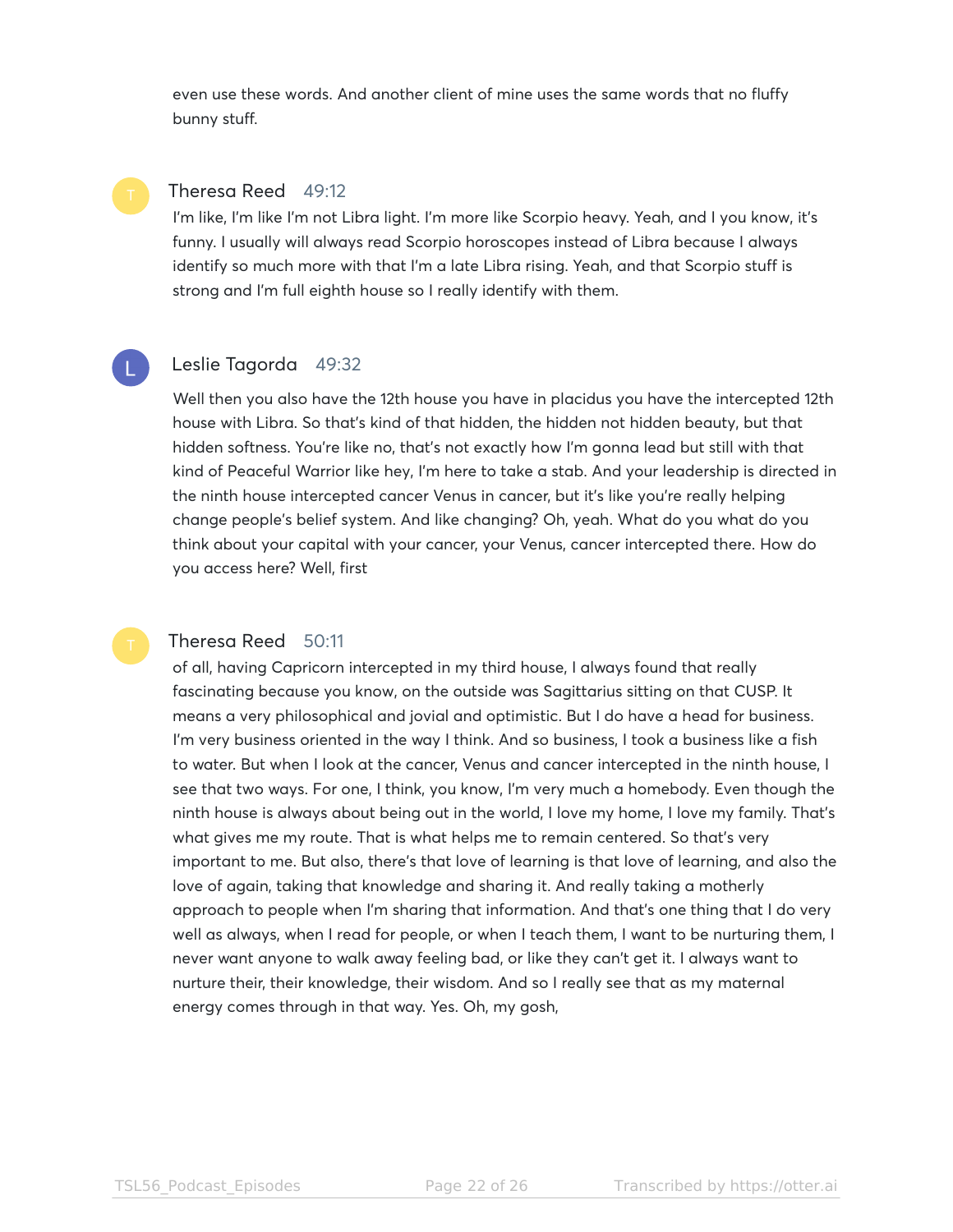even use these words. And another client of mine uses the same words that no fluffy bunny stuff.

Theresa Reed 49:12

I'm like, I'm like I'm not Libra light. I'm more like Scorpio heavy. Yeah, and I you know, it's funny. I usually will always read Scorpio horoscopes instead of Libra because I always identify so much more with that I'm a late Libra rising. Yeah, and that Scorpio stuff is strong and I'm full eighth house so I really identify with them.

Leslie Tagorda 49:32

Well then you also have the 12th house you have in placidus you have the intercepted 12th house with Libra. So that's kind of that hidden, the hidden not hidden beauty, but that hidden softness. You're like no, that's not exactly how I'm gonna lead but still with that kind of Peaceful Warrior like hey, I'm here to take a stab. And your leadership is directed in the ninth house intercepted cancer Venus in cancer, but it's like you're really helping change people's belief system. And like changing? Oh, yeah. What do you what do you think about your capital with your cancer, your Venus, cancer intercepted there. How do you access here? Well, first

Theresa Reed 50:11

of all, having Capricorn intercepted in my third house, I always found that really fascinating because you know, on the outside was Sagittarius sitting on that CUSP. It means a very philosophical and jovial and optimistic. But I do have a head for business. I'm very business oriented in the way I think. And so business, I took a business like a fish to water. But when I look at the cancer, Venus and cancer intercepted in the ninth house, I see that two ways. For one, I think, you know, I'm very much a homebody. Even though the ninth house is always about being out in the world, I love my home, I love my family. That's what gives me my route. That is what helps me to remain centered. So that's very important to me. But also, there's that love of learning is that love of learning, and also the love of again, taking that knowledge and sharing it. And really taking a motherly approach to people when I'm sharing that information. And that's one thing that I do very well as always, when I read for people, or when I teach them, I want to be nurturing them, I never want anyone to walk away feeling bad, or like they can't get it. I always want to nurture their, their knowledge, their wisdom. And so I really see that as my maternal energy comes through in that way. Yes. Oh, my gosh,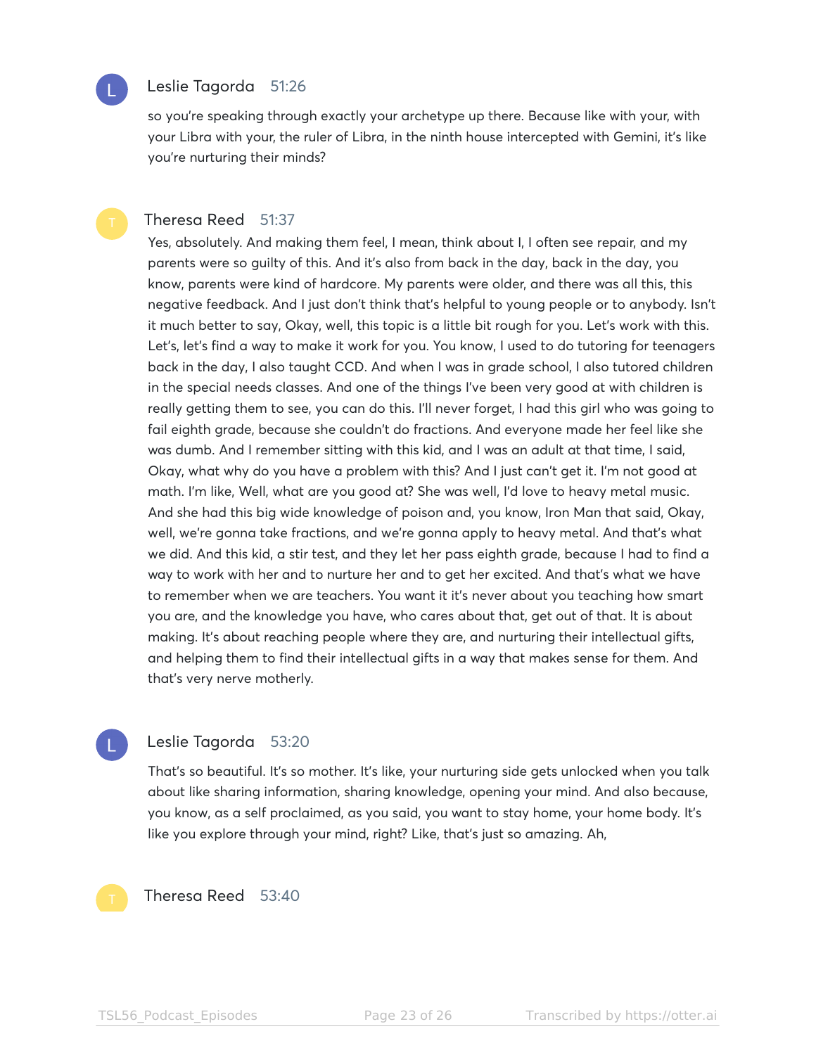**Leslie Tagorda** 51:26

so you're speaking through exactly your archetype up there. Because like with your, with your Libra with your, the ruler of Libra, in the ninth house intercepted with Gemini, it's like you're nurturing their minds?

**Theresa Reed** 51:37

Yes, absolutely. And making them feel, I mean, think about I, I often see repair, and my parents were so guilty of this. And it's also from back in the day, back in the day, you know, parents were kind of hardcore. My parents were older, and there was all this, this negative feedback. And I just don't think that's helpful to young people or to anybody. Isn't it much better to say, Okay, well, this topic is a little bit rough for you. Let's work with this. Let's, let's find a way to make it work for you. You know, I used to do tutoring for teenagers back in the day, I also taught CCD. And when I was in grade school, I also tutored children in the special needs classes. And one of the things I've been very good at with children is really getting them to see, you can do this. I'll never forget, I had this girl who was going to fail eighth grade, because she couldn't do fractions. And everyone made her feel like she was dumb. And I remember sitting with this kid, and I was an adult at that time, I said, Okay, what why do you have a problem with this? And I just can't get it. I'm not good at math. I'm like, Well, what are you good at? She was well, I'd love to heavy metal music. And she had this big wide knowledge of poison and, you know, Iron Man that said, Okay, well, we're gonna take fractions, and we're gonna apply to heavy metal. And that's what we did. And this kid, a stir test, and they let her pass eighth grade, because I had to find a way to work with her and to nurture her and to get her excited. And that's what we have to remember when we are teachers. You want it it's never about you teaching how smart you are, and the knowledge you have, who cares about that, get out of that. It is about making. It's about reaching people where they are, and nurturing their intellectual gifts, and helping them to find their intellectual gifts in a way that makes sense for them. And that's very nerve motherly.

**Leslie Tagorda** 53:20

That's so beautiful. It's so mother. It's like, your nurturing side gets unlocked when you talk about like sharing information, sharing knowledge, opening your mind. And also because, you know, as a self proclaimed, as you said, you want to stay home, your home body. It's like you explore through your mind, right? Like, that's just so amazing. Ah,

**Theresa Reed** 53:40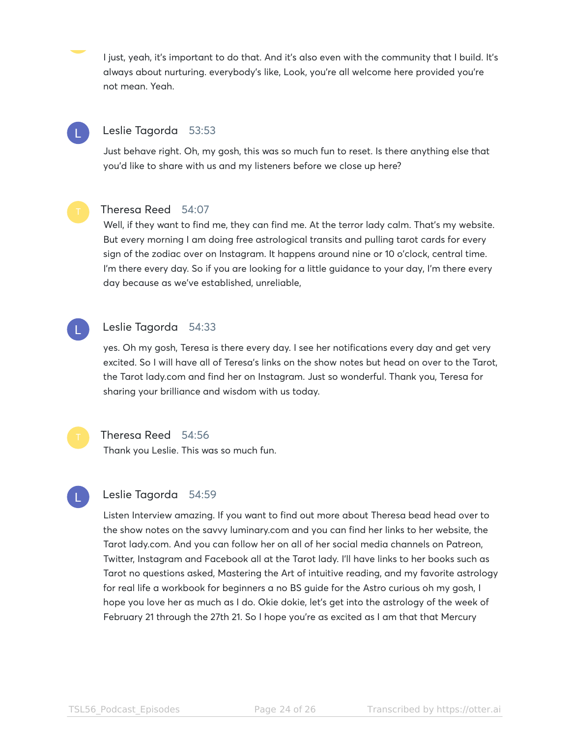I just, yeah, it's important to do that. And it's also even with the community that I build. It's always about nurturing. everybody's like, Look, you're all welcome here provided you're not mean. Yeah.

**Leslie Tagorda** 53:53

Just behave right. Oh, my gosh, this was so much fun to reset. Is there anything else that you'd like to share with us and my listeners before we close up here?

**Theresa Reed** 54:07

Well, if they want to find me, they can find me. At the terror lady calm. That's my website. But every morning I am doing free astrological transits and pulling tarot cards for every sign of the zodiac over on Instagram. It happens around nine or 10 o'clock, central time. I'm there every day. So if you are looking for a little guidance to your day, I'm there every day because as we've established, unreliable,

**Leslie Tagorda** 54:33

yes. Oh my gosh, Teresa is there every day. I see her notifications every day and get very excited. So I will have all of Teresa's links on the show notes but head on over to the Tarot, the Tarot lady.com and find her on Instagram. Just so wonderful. Thank you, Teresa for sharing your brilliance and wisdom with us today.

**Theresa Reed** 54:56

Thank you Leslie. This was so much fun.

**Leslie Tagorda** 54:59

Listen Interview amazing. If you want to find out more about Theresa bead head over to the show notes on the savvy luminary.com and you can find her links to her website, the Tarot lady.com. And you can follow her on all of her social media channels on Patreon, Twitter, Instagram and Facebook all at the Tarot lady. I'll have links to her books such as Tarot no questions asked, Mastering the Art of intuitive reading, and my favorite astrology for real life a workbook for beginners a no BS guide for the Astro curious oh my gosh, I hope you love her as much as I do. Okie dokie, let's get into the astrology of the week of February 21 through the 27th 21. So I hope you're as excited as I am that that Mercury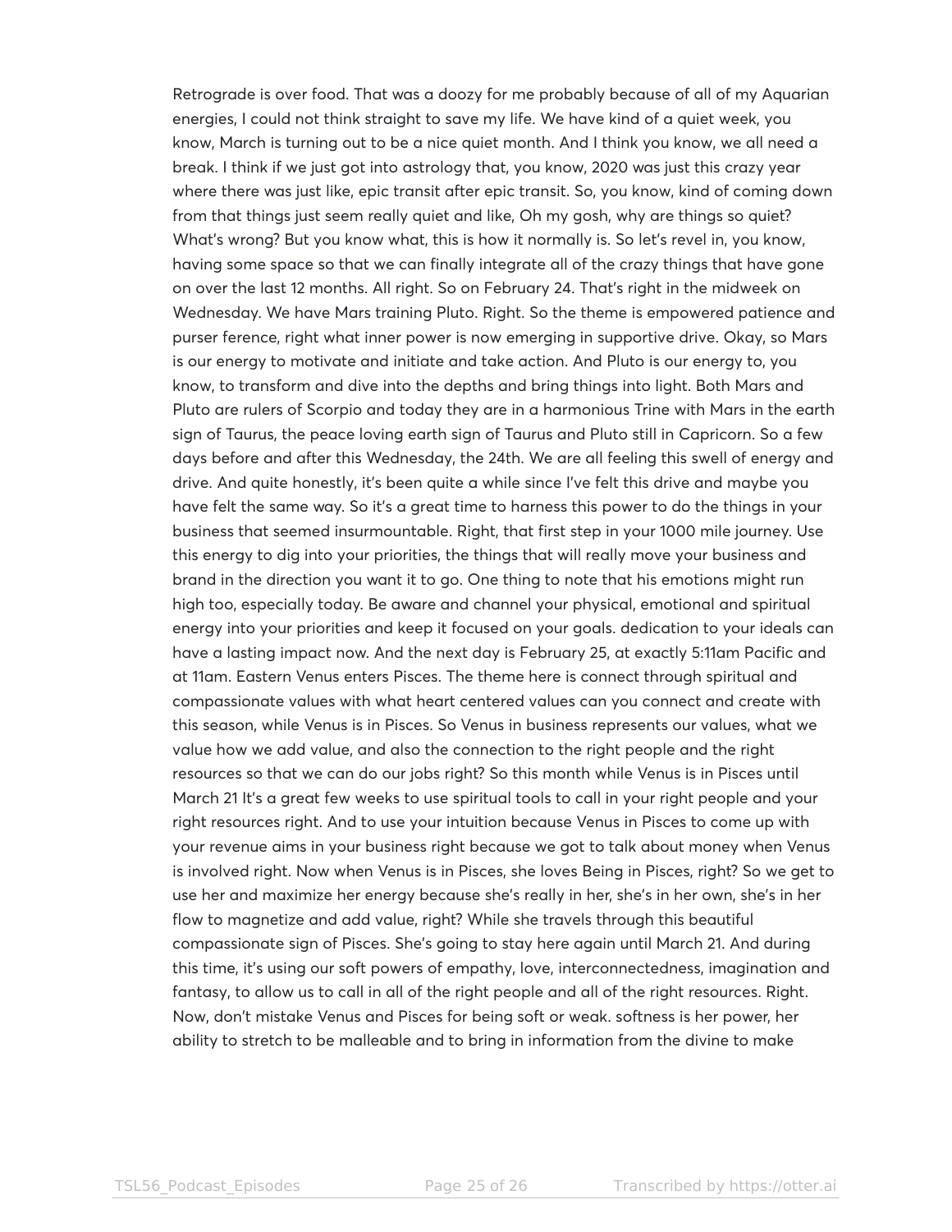Retrograde is over food. That was a doozy for me probably because of all of my Aquarian energies, I could not think straight to save my life. We have kind of a quiet week, you know, March is turning out to be a nice quiet month. And I think you know, we all need a break. I think if we just got into astrology that, you know, 2020 was just this crazy year where there was just like, epic transit after epic transit. So, you know, kind of coming down from that things just seem really quiet and like, Oh my gosh, why are things so quiet? What's wrong? But you know what, this is how it normally is. So let's revel in, you know, having some space so that we can finally integrate all of the crazy things that have gone on over the last 12 months. All right. So on February 24. That's right in the midweek on Wednesday. We have Mars training Pluto. Right. So the theme is empowered patience and purser ference, right what inner power is now emerging in supportive drive. Okay, so Mars is our energy to motivate and initiate and take action. And Pluto is our energy to, you know, to transform and dive into the depths and bring things into light. Both Mars and Pluto are rulers of Scorpio and today they are in a harmonious Trine with Mars in the earth sign of Taurus, the peace loving earth sign of Taurus and Pluto still in Capricorn. So a few days before and after this Wednesday, the 24th. We are all feeling this swell of energy and drive. And quite honestly, it's been quite a while since I've felt this drive and maybe you have felt the same way. So it's a great time to harness this power to do the things in your business that seemed insurmountable. Right, that first step in your 1000 mile journey. Use this energy to dig into your priorities, the things that will really move your business and brand in the direction you want it to go. One thing to note that his emotions might run high too, especially today. Be aware and channel your physical, emotional and spiritual energy into your priorities and keep it focused on your goals. dedication to your ideals can have a lasting impact now. And the next day is February 25, at exactly 5:11am Pacific and at 11am. Eastern Venus enters Pisces. The theme here is connect through spiritual and compassionate values with what heart centered values can you connect and create with this season, while Venus is in Pisces. So Venus in business represents our values, what we value how we add value, and also the connection to the right people and the right resources so that we can do our jobs right? So this month while Venus is in Pisces until March 21 It's a great few weeks to use spiritual tools to call in your right people and your right resources right. And to use your intuition because Venus in Pisces to come up with your revenue aims in your business right because we got to talk about money when Venus is involved right. Now when Venus is in Pisces, she loves Being in Pisces, right? So we get to use her and maximize her energy because she's really in her, she's in her own, she's in her flow to magnetize and add value, right? While she travels through this beautiful compassionate sign of Pisces. She's going to stay here again until March 21. And during this time, it's using our soft powers of empathy, love, interconnectedness, imagination and fantasy, to allow us to call in all of the right people and all of the right resources. Right. Now, don't mistake Venus and Pisces for being soft or weak. softness is her power, her ability to stretch to be malleable and to bring in information from the divine to make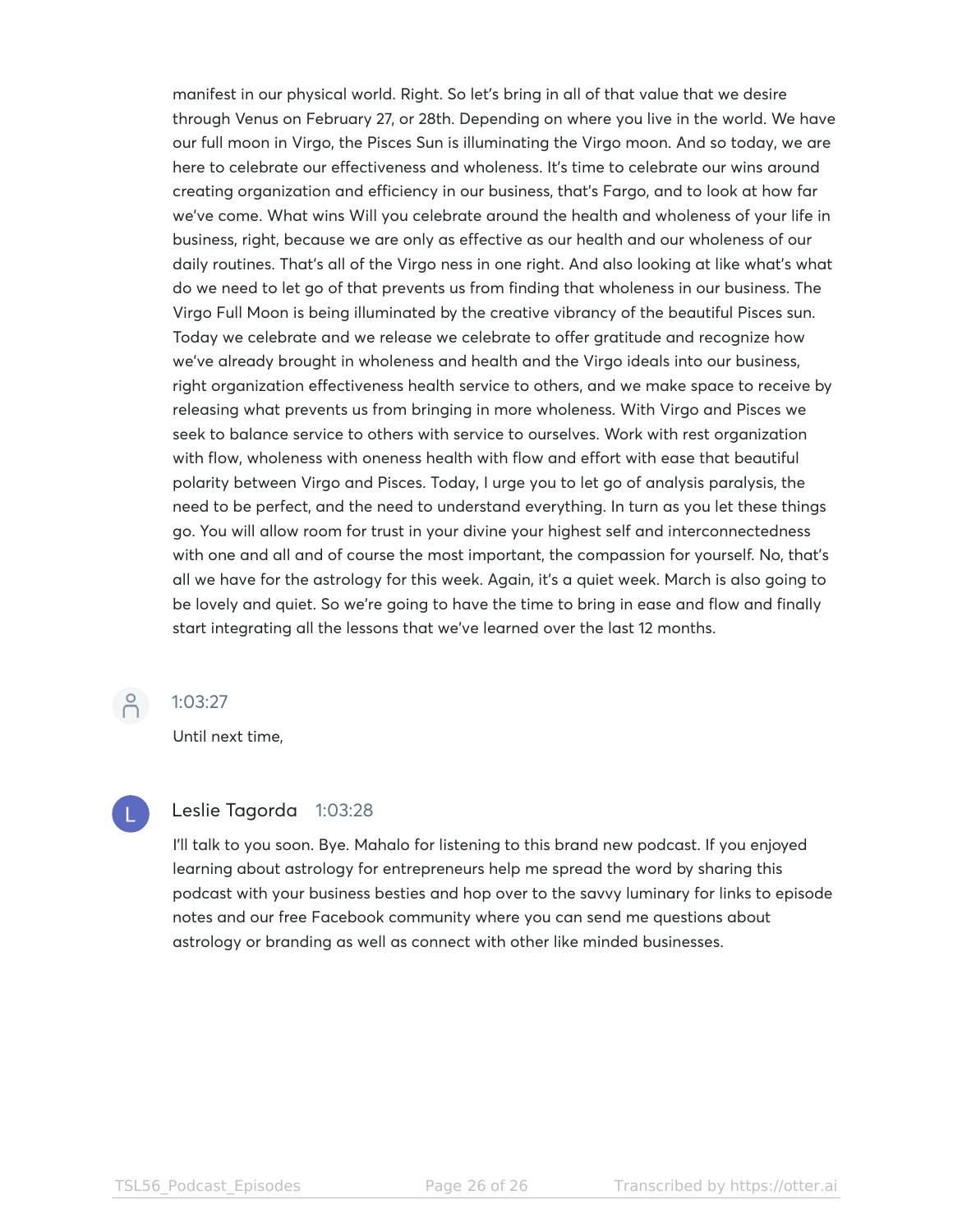manifest in our physical world. Right. So let's bring in all of that value that we desire through Venus on February 27, or 28th. Depending on where you live in the world. We have our full moon in Virgo, the Pisces Sun is illuminating the Virgo moon. And so today, we are here to celebrate our effectiveness and wholeness. It's time to celebrate our wins around creating organization and efficiency in our business, that's Fargo, and to look at how far we've come. What wins Will you celebrate around the health and wholeness of your life in business, right, because we are only as effective as our health and our wholeness of our daily routines. That's all of the Virgo ness in one right. And also looking at like what's what do we need to let go of that prevents us from finding that wholeness in our business. The Virgo Full Moon is being illuminated by the creative vibrancy of the beautiful Pisces sun. Today we celebrate and we release we celebrate to offer gratitude and recognize how we've already brought in wholeness and health and the Virgo ideals into our business, right organization effectiveness health service to others, and we make space to receive by releasing what prevents us from bringing in more wholeness. With Virgo and Pisces we seek to balance service to others with service to ourselves. Work with rest organization with flow, wholeness with oneness health with flow and effort with ease that beautiful polarity between Virgo and Pisces. Today, I urge you to let go of analysis paralysis, the need to be perfect, and the need to understand everything. In turn as you let these things go. You will allow room for trust in your divine your highest self and interconnectedness with one and all and of course the most important, the compassion for yourself. No, that's all we have for the astrology for this week. Again, it's a quiet week. March is also going to be lovely and quiet. So we're going to have the time to bring in ease and flow and finally start integrating all the lessons that we've learned over the last 12 months.

1:03:27

Until next time,

**Leslie Tagorda** 1:03:28

I'll talk to you soon. Bye. Mahalo for listening to this brand new podcast. If you enjoyed learning about astrology for entrepreneurs help me spread the word by sharing this podcast with your business besties and hop over to the savvy luminary for links to episode notes and our free Facebook community where you can send me questions about astrology or branding as well as connect with other like minded businesses.